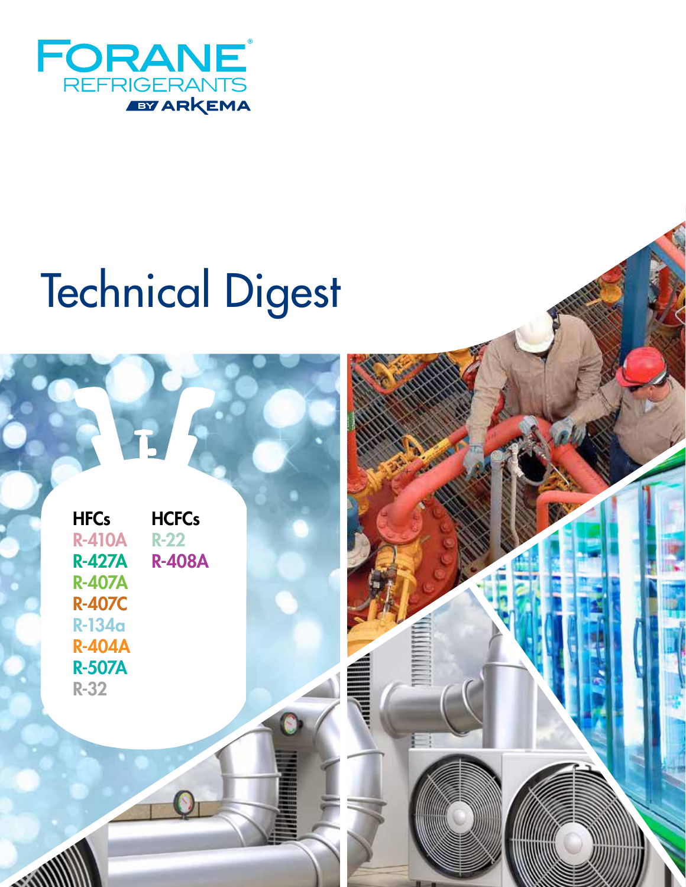FORANE®
REFRIGERANTS
BY ARKEMA

# Technical Digest

**HFCs**

- R-410A
- R-427A
- R-407A
- R-407C
- R-134a
- R-404A
- R-507A
- R-32

**HCFCs**

- R-22
- R-408A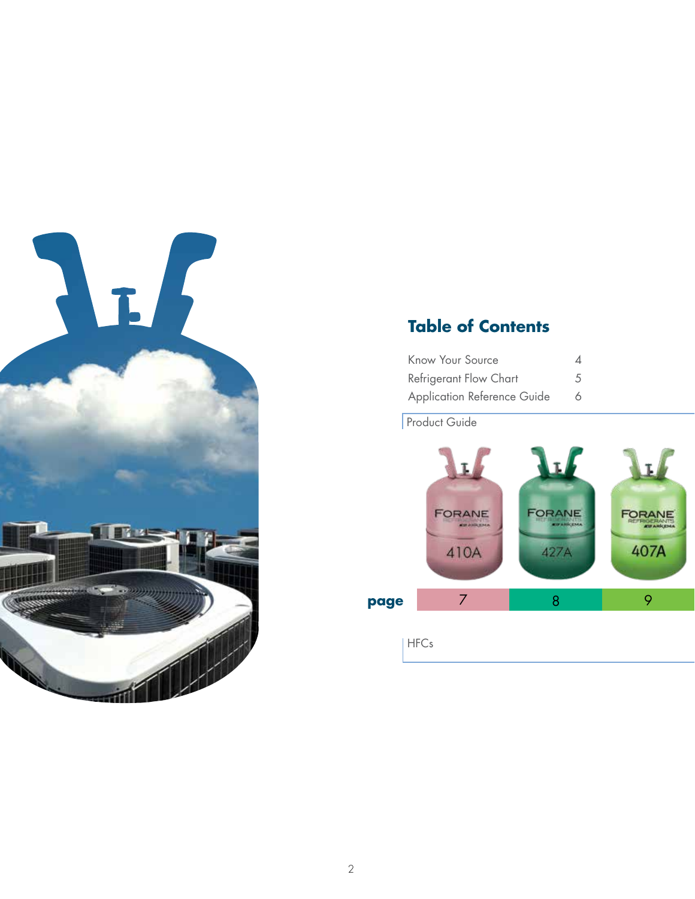## Table of Contents

| | |
|---|---|
| Know Your Source | 4 |
| Refrigerant Flow Chart | 5 |
| Application Reference Guide | 6 |

Product Guide

| | 410A | 427A | 407A |
|---|---|---|---|
| **page** | 7 | 8 | 9 |

HFCs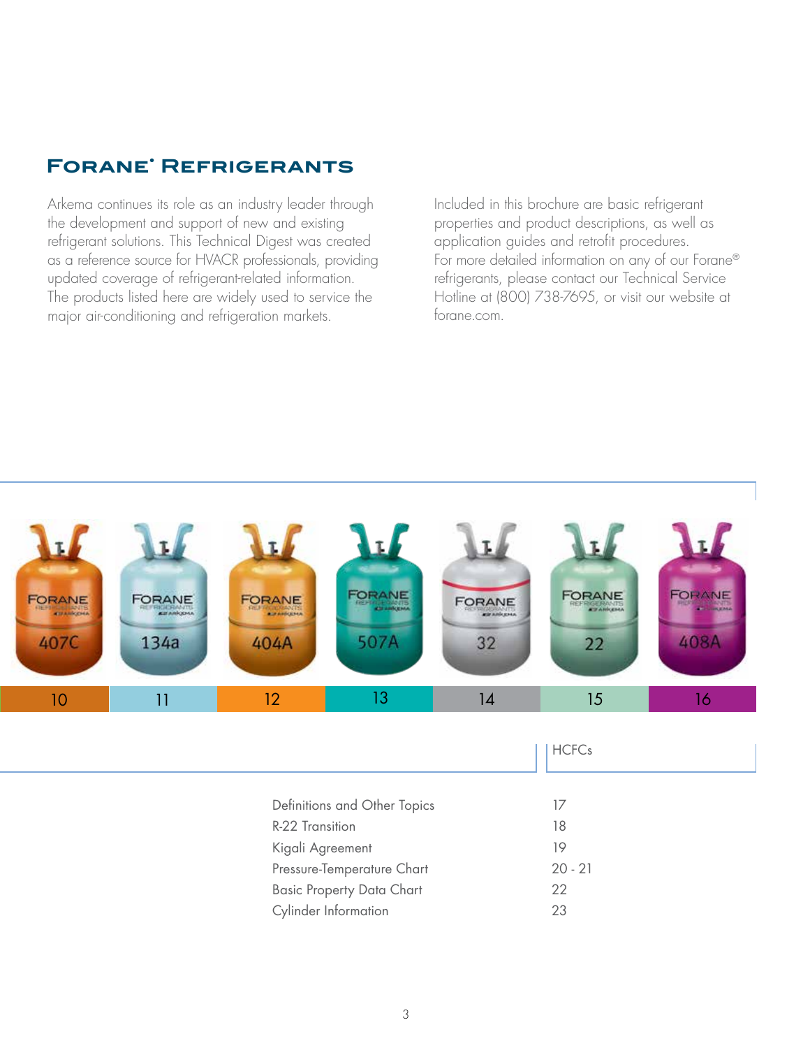## Forane® Refrigerants

Arkema continues its role as an industry leader through the development and support of new and existing refrigerant solutions. This Technical Digest was created as a reference source for HVACR professionals, providing updated coverage of refrigerant-related information. The products listed here are widely used to service the major air-conditioning and refrigeration markets.

Included in this brochure are basic refrigerant properties and product descriptions, as well as application guides and retrofit procedures. For more detailed information on any of our Forane® refrigerants, please contact our Technical Service Hotline at (800) 738-7695, or visit our website at forane.com.

| 407C | 134a | 404A | 507A | 32 | 22 | 408A |
|---|---|---|---|---|---|---|
| 10 | 11 | 12 | 13 | 14 | 15 | 16 |

HCFCs

| | |
|---|---|
| Definitions and Other Topics | 17 |
| R-22 Transition | 18 |
| Kigali Agreement | 19 |
| Pressure-Temperature Chart | 20 - 21 |
| Basic Property Data Chart | 22 |
| Cylinder Information | 23 |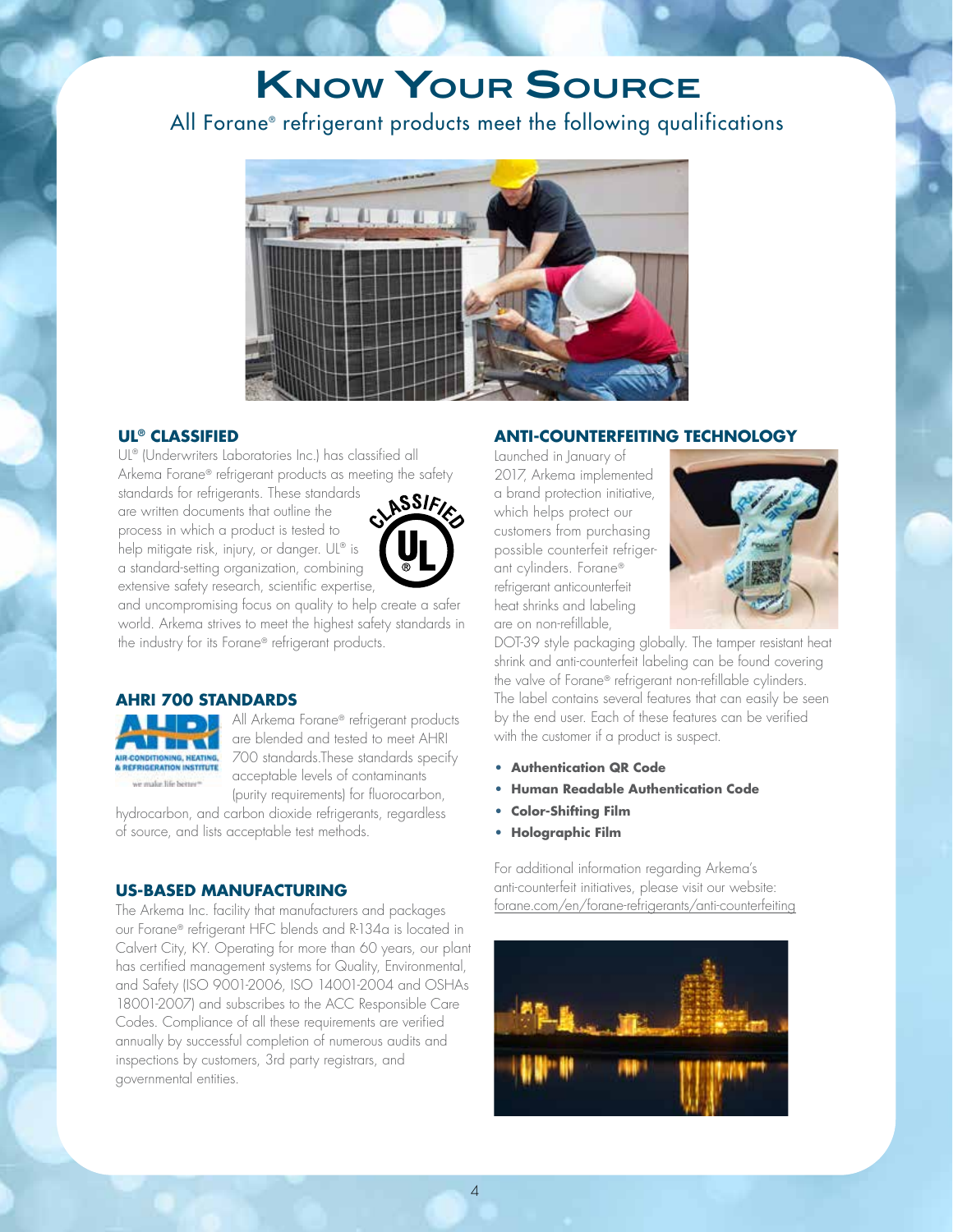# Know Your Source

All Forane® refrigerant products meet the following qualifications

## UL® CLASSIFIED

UL® (Underwriters Laboratories Inc.) has classified all Arkema Forane® refrigerant products as meeting the safety standards for refrigerants. These standards are written documents that outline the process in which a product is tested to help mitigate risk, injury, or danger. UL® is a standard-setting organization, combining extensive safety research, scientific expertise, and uncompromising focus on quality to help create a safer world. Arkema strives to meet the highest safety standards in the industry for its Forane® refrigerant products.

## AHRI 700 STANDARDS

All Arkema Forane® refrigerant products are blended and tested to meet AHRI 700 standards.These standards specify acceptable levels of contaminants (purity requirements) for fluorocarbon, hydrocarbon, and carbon dioxide refrigerants, regardless of source, and lists acceptable test methods.

## US-BASED MANUFACTURING

The Arkema Inc. facility that manufacturers and packages our Forane® refrigerant HFC blends and R-134a is located in Calvert City, KY. Operating for more than 60 years, our plant has certified management systems for Quality, Environmental, and Safety (ISO 9001-2006, ISO 14001-2004 and OSHAs 18001-2007) and subscribes to the ACC Responsible Care Codes. Compliance of all these requirements are verified annually by successful completion of numerous audits and inspections by customers, 3rd party registrars, and governmental entities.

## ANTI-COUNTERFEITING TECHNOLOGY

Launched in January of 2017, Arkema implemented a brand protection initiative, which helps protect our customers from purchasing possible counterfeit refrigerant cylinders. Forane® refrigerant anticounterfeit heat shrinks and labeling are on non-refillable, DOT-39 style packaging globally. The tamper resistant heat shrink and anti-counterfeit labeling can be found covering the valve of Forane® refrigerant non-refillable cylinders. The label contains several features that can easily be seen by the end user. Each of these features can be verified with the customer if a product is suspect.

- **Authentication QR Code**
- **Human Readable Authentication Code**
- **Color-Shifting Film**
- **Holographic Film**

For additional information regarding Arkema's anti-counterfeit initiatives, please visit our website: forane.com/en/forane-refrigerants/anti-counterfeiting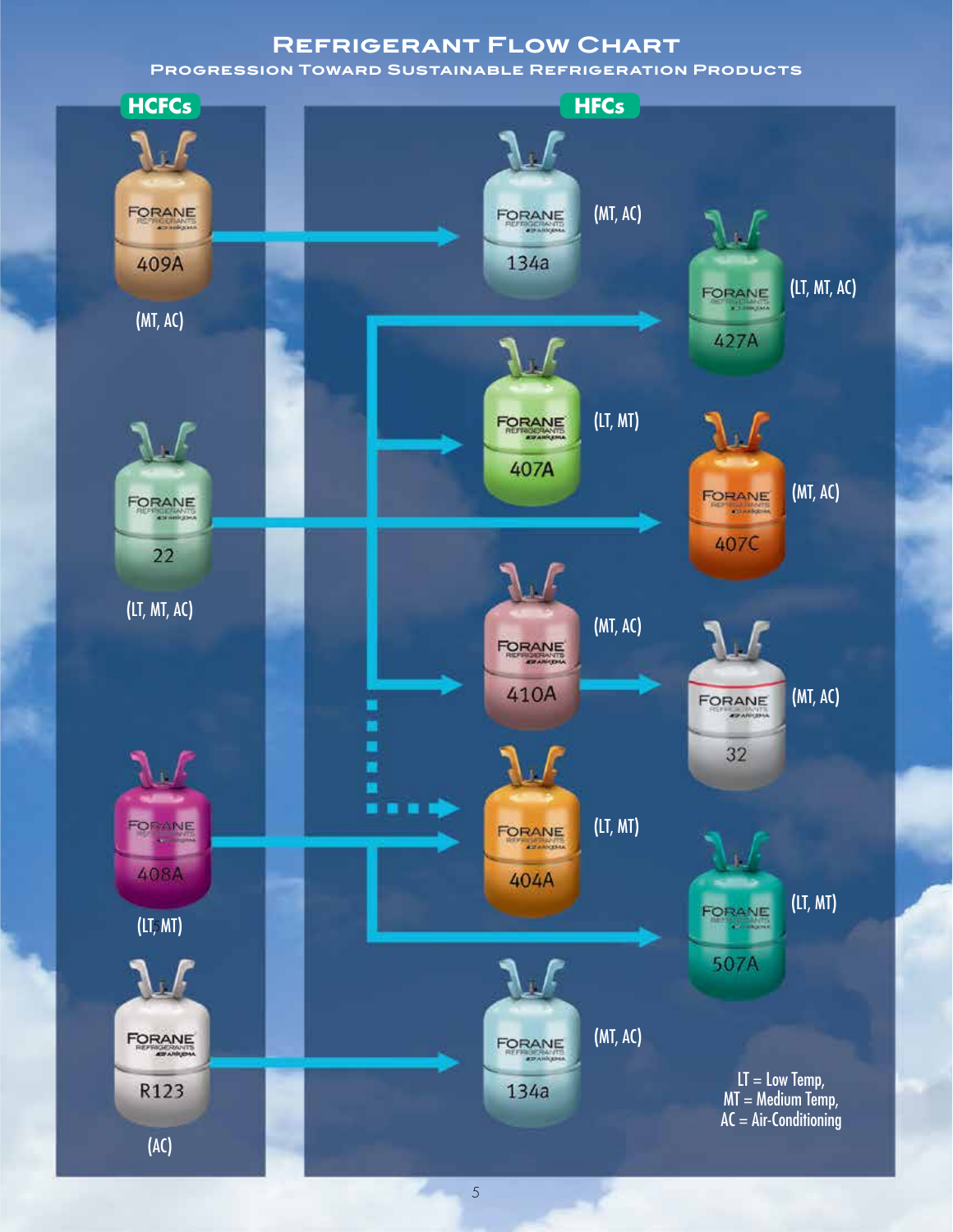# Refrigerant Flow Chart

## Progression Toward Sustainable Refrigeration Products

**HCFCs**

- FORANE 409A (MT, AC)
- FORANE 22 (LT, MT, AC)
- FORANE 408A (LT, MT)
- FORANE R123 (AC)

**HFCs**

- FORANE 134a (MT, AC)
- FORANE 427A (LT, MT, AC)
- FORANE 407A (LT, MT)
- FORANE 407C (MT, AC)
- FORANE 410A (MT, AC)
- FORANE 32 (MT, AC)
- FORANE 404A (LT, MT)
- FORANE 507A (LT, MT)
- FORANE 134a (MT, AC)

Flow:

- 409A → 134a
- 22 → 427A, 407A, 407C, 410A; 22 ⇢ 404A (dotted)
- 410A → 32
- 408A → 404A, 507A
- R123 → 134a

LT = Low Temp,
MT = Medium Temp,
AC = Air-Conditioning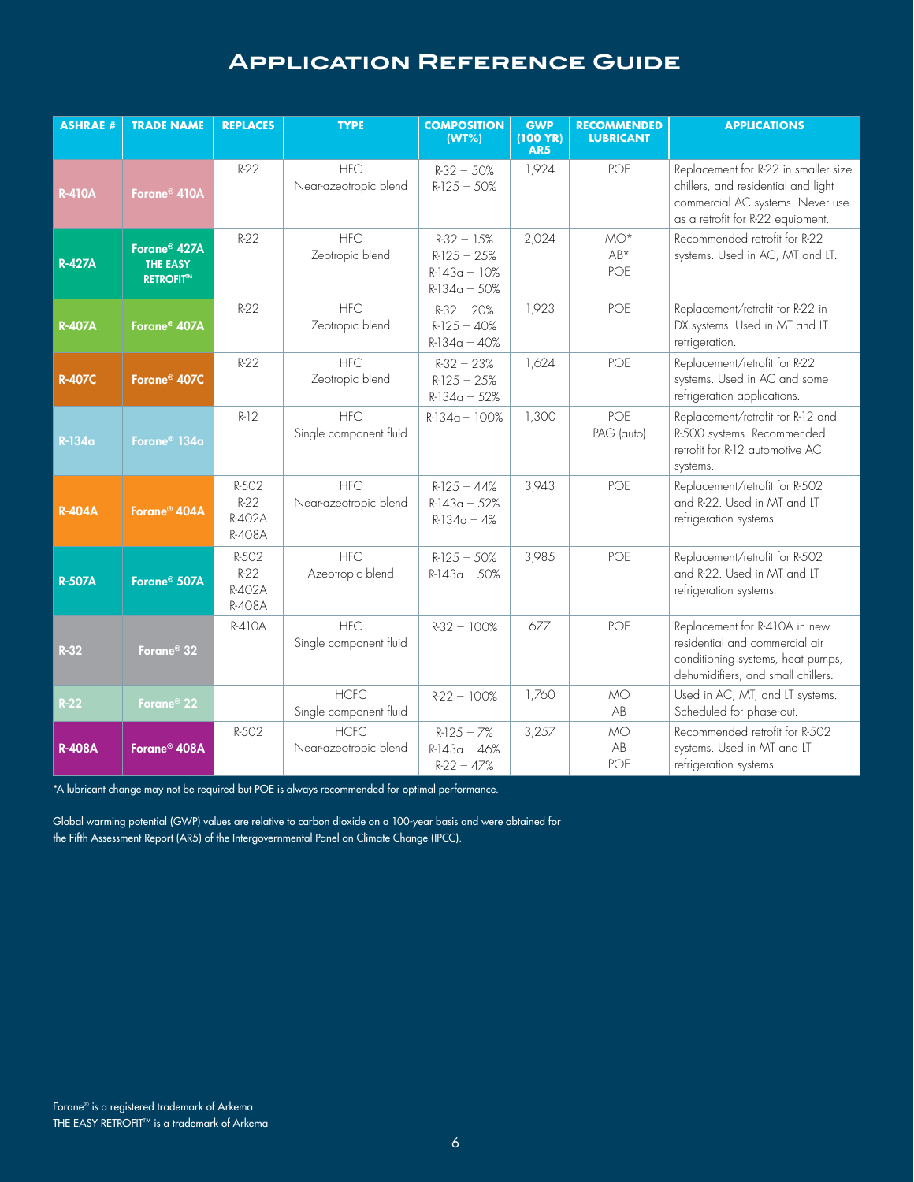# Application Reference Guide

| ASHRAE # | TRADE NAME | REPLACES | TYPE | COMPOSITION (WT%) | GWP (100 YR) AR5 | RECOMMENDED LUBRICANT | APPLICATIONS |
|---|---|---|---|---|---|---|---|
| R-410A | Forane® 410A | R-22 | HFC Near-azeotropic blend | R-32 – 50%<br>R-125 – 50% | 1,924 | POE | Replacement for R-22 in smaller size chillers, and residential and light commercial AC systems. Never use as a retrofit for R-22 equipment. |
| R-427A | Forane® 427A THE EASY RETROFIT™ | R-22 | HFC Zeotropic blend | R-32 – 15%<br>R-125 – 25%<br>R-143a – 10%<br>R-134a – 50% | 2,024 | MO*<br>AB*<br>POE | Recommended retrofit for R-22 systems. Used in AC, MT and LT. |
| R-407A | Forane® 407A | R-22 | HFC Zeotropic blend | R-32 – 20%<br>R-125 – 40%<br>R-134a – 40% | 1,923 | POE | Replacement/retrofit for R-22 in DX systems. Used in MT and LT refrigeration. |
| R-407C | Forane® 407C | R-22 | HFC Zeotropic blend | R-32 – 23%<br>R-125 – 25%<br>R-134a – 52% | 1,624 | POE | Replacement/retrofit for R-22 systems. Used in AC and some refrigeration applications. |
| R-134a | Forane® 134a | R-12 | HFC Single component fluid | R-134a – 100% | 1,300 | POE<br>PAG (auto) | Replacement/retrofit for R-12 and R-500 systems. Recommended retrofit for R-12 automotive AC systems. |
| R-404A | Forane® 404A | R-502<br>R-22<br>R-402A<br>R-408A | HFC Near-azeotropic blend | R-125 – 44%<br>R-143a – 52%<br>R-134a – 4% | 3,943 | POE | Replacement/retrofit for R-502 and R-22. Used in MT and LT refrigeration systems. |
| R-507A | Forane® 507A | R-502<br>R-22<br>R-402A<br>R-408A | HFC Azeotropic blend | R-125 – 50%<br>R-143a – 50% | 3,985 | POE | Replacement/retrofit for R-502 and R-22. Used in MT and LT refrigeration systems. |
| R-32 | Forane® 32 | R-410A | HFC Single component fluid | R-32 – 100% | 677 | POE | Replacement for R-410A in new residential and commercial air conditioning systems, heat pumps, dehumidifiers, and small chillers. |
| R-22 | Forane® 22 | | HCFC Single component fluid | R-22 – 100% | 1,760 | MO<br>AB | Used in AC, MT, and LT systems. Scheduled for phase-out. |
| R-408A | Forane® 408A | R-502 | HCFC Near-azeotropic blend | R-125 – 7%<br>R-143a – 46%<br>R-22 – 47% | 3,257 | MO<br>AB<br>POE | Recommended retrofit for R-502 systems. Used in MT and LT refrigeration systems. |

*A lubricant change may not be required but POE is always recommended for optimal performance.

Global warming potential (GWP) values are relative to carbon dioxide on a 100-year basis and were obtained for the Fifth Assessment Report (AR5) of the Intergovernmental Panel on Climate Change (IPCC).

Forane® is a registered trademark of Arkema
THE EASY RETROFIT™ is a trademark of Arkema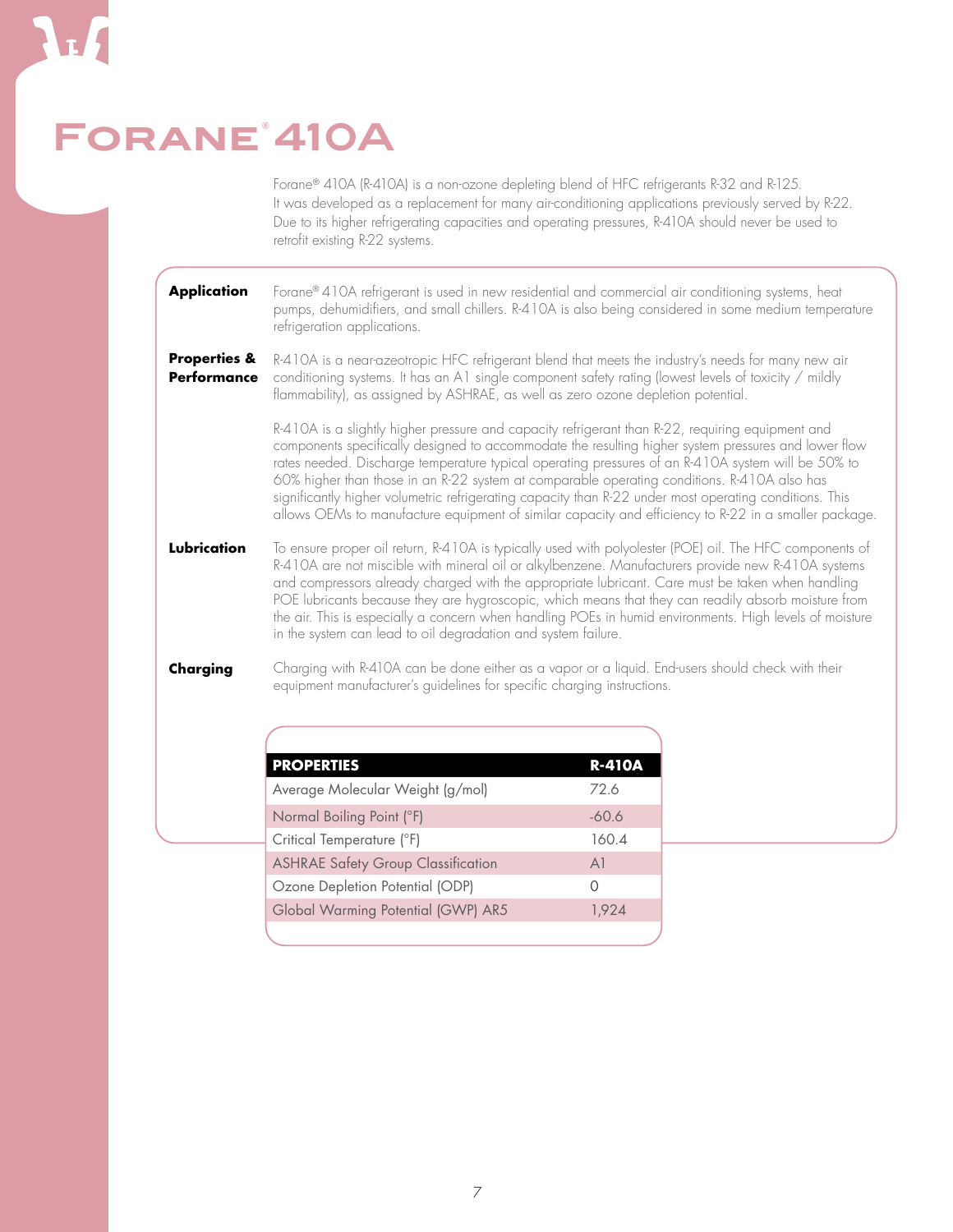# Forane® 410A

Forane® 410A (R-410A) is a non-ozone depleting blend of HFC refrigerants R-32 and R-125. It was developed as a replacement for many air-conditioning applications previously served by R-22. Due to its higher refrigerating capacities and operating pressures, R-410A should never be used to retrofit existing R-22 systems.

**Application**

Forane® 410A refrigerant is used in new residential and commercial air conditioning systems, heat pumps, dehumidifiers, and small chillers. R-410A is also being considered in some medium temperature refrigeration applications.

**Properties & Performance**

R-410A is a near-azeotropic HFC refrigerant blend that meets the industry's needs for many new air conditioning systems. It has an A1 single component safety rating (lowest levels of toxicity / mildly flammability), as assigned by ASHRAE, as well as zero ozone depletion potential.

R-410A is a slightly higher pressure and capacity refrigerant than R-22, requiring equipment and components specifically designed to accommodate the resulting higher system pressures and lower flow rates needed. Discharge temperature typical operating pressures of an R-410A system will be 50% to 60% higher than those in an R-22 system at comparable operating conditions. R-410A also has significantly higher volumetric refrigerating capacity than R-22 under most operating conditions. This allows OEMs to manufacture equipment of similar capacity and efficiency to R-22 in a smaller package.

**Lubrication**

To ensure proper oil return, R-410A is typically used with polyolester (POE) oil. The HFC components of R-410A are not miscible with mineral oil or alkylbenzene. Manufacturers provide new R-410A systems and compressors already charged with the appropriate lubricant. Care must be taken when handling POE lubricants because they are hygroscopic, which means that they can readily absorb moisture from the air. This is especially a concern when handling POEs in humid environments. High levels of moisture in the system can lead to oil degradation and system failure.

**Charging**

Charging with R-410A can be done either as a vapor or a liquid. End-users should check with their equipment manufacturer's guidelines for specific charging instructions.

| PROPERTIES | R-410A |
|---|---|
| Average Molecular Weight (g/mol) | 72.6 |
| Normal Boiling Point (°F) | -60.6 |
| Critical Temperature (°F) | 160.4 |
| ASHRAE Safety Group Classification | A1 |
| Ozone Depletion Potential (ODP) | 0 |
| Global Warming Potential (GWP) AR5 | 1,924 |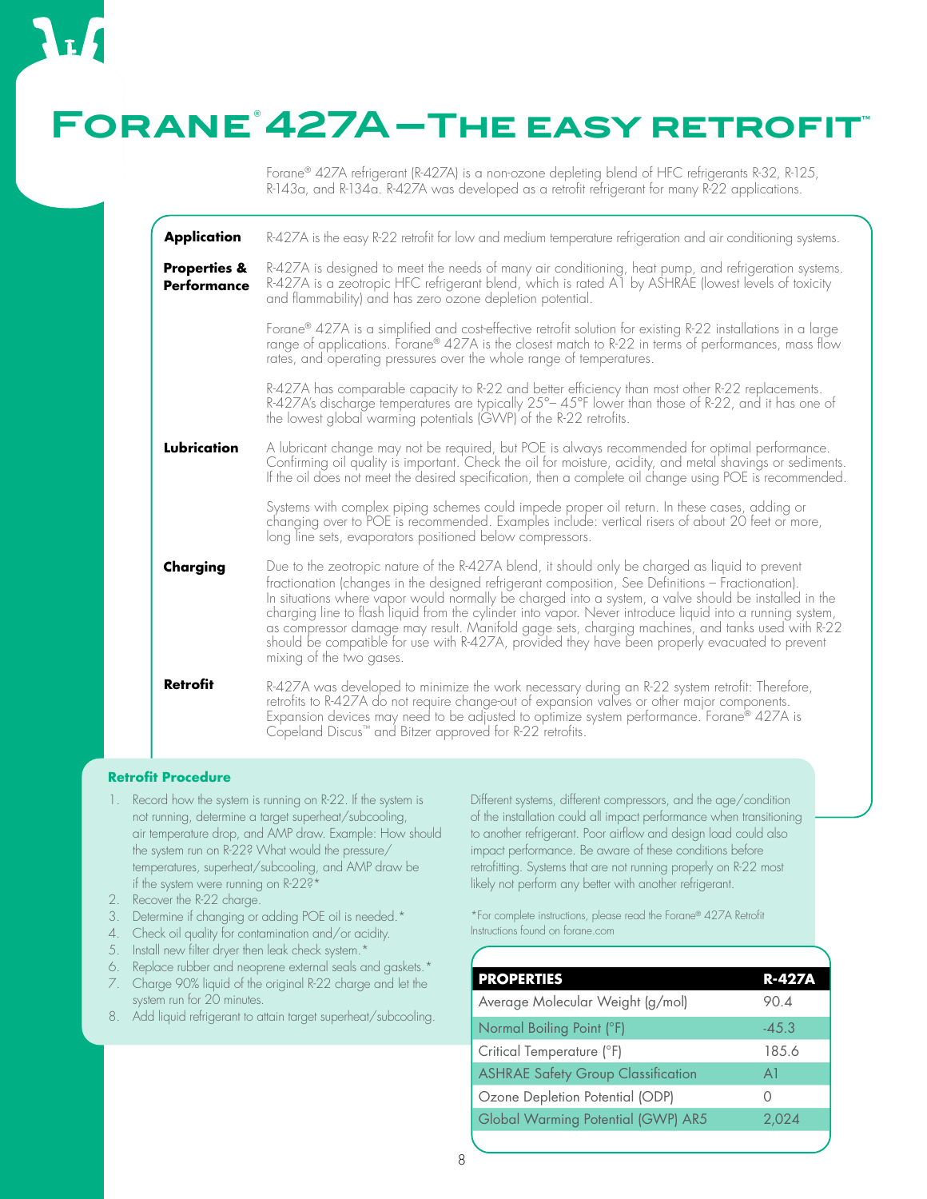# Forane® 427A—The easy retrofit™

Forane® 427A refrigerant (R-427A) is a non-ozone depleting blend of HFC refrigerants R-32, R-125, R-143a, and R-134a. R-427A was developed as a retrofit refrigerant for many R-22 applications.

**Application**

R-427A is the easy R-22 retrofit for low and medium temperature refrigeration and air conditioning systems.

**Properties & Performance**

R-427A is designed to meet the needs of many air conditioning, heat pump, and refrigeration systems. R-427A is a zeotropic HFC refrigerant blend, which is rated A1 by ASHRAE (lowest levels of toxicity and flammability) and has zero ozone depletion potential.

Forane® 427A is a simplified and cost-effective retrofit solution for existing R-22 installations in a large range of applications. Forane® 427A is the closest match to R-22 in terms of performances, mass flow rates, and operating pressures over the whole range of temperatures.

R-427A has comparable capacity to R-22 and better efficiency than most other R-22 replacements. R-427A's discharge temperatures are typically 25°– 45°F lower than those of R-22, and it has one of the lowest global warming potentials (GWP) of the R-22 retrofits.

**Lubrication**

A lubricant change may not be required, but POE is always recommended for optimal performance. Confirming oil quality is important. Check the oil for moisture, acidity, and metal shavings or sediments. If the oil does not meet the desired specification, then a complete oil change using POE is recommended.

Systems with complex piping schemes could impede proper oil return. In these cases, adding or changing over to POE is recommended. Examples include: vertical risers of about 20 feet or more, long line sets, evaporators positioned below compressors.

**Charging**

Due to the zeotropic nature of the R-427A blend, it should only be charged as liquid to prevent fractionation (changes in the designed refrigerant composition, See Definitions – Fractionation). In situations where vapor would normally be charged into a system, a valve should be installed in the charging line to flash liquid from the cylinder into vapor. Never introduce liquid into a running system, as compressor damage may result. Manifold gage sets, charging machines, and tanks used with R-22 should be compatible for use with R-427A, provided they have been properly evacuated to prevent mixing of the two gases.

**Retrofit**

R-427A was developed to minimize the work necessary during an R-22 system retrofit: Therefore, retrofits to R-427A do not require change-out of expansion valves or other major components. Expansion devices may need to be adjusted to optimize system performance. Forane® 427A is Copeland Discus™ and Bitzer approved for R-22 retrofits.

### Retrofit Procedure

1. Record how the system is running on R-22. If the system is not running, determine a target superheat/subcooling, air temperature drop, and AMP draw. Example: How should the system run on R-22? What would the pressure/temperatures, superheat/subcooling, and AMP draw be if the system were running on R-22?*
2. Recover the R-22 charge.
3. Determine if changing or adding POE oil is needed.*
4. Check oil quality for contamination and/or acidity.
5. Install new filter dryer then leak check system.*
6. Replace rubber and neoprene external seals and gaskets.*
7. Charge 90% liquid of the original R-22 charge and let the system run for 20 minutes.
8. Add liquid refrigerant to attain target superheat/subcooling.

Different systems, different compressors, and the age/condition of the installation could all impact performance when transitioning to another refrigerant. Poor airflow and design load could also impact performance. Be aware of these conditions before retrofitting. Systems that are not running properly on R-22 most likely not perform any better with another refrigerant.

*For complete instructions, please read the Forane® 427A Retrofit Instructions found on forane.com

| PROPERTIES | R-427A |
|---|---|
| Average Molecular Weight (g/mol) | 90.4 |
| Normal Boiling Point (°F) | -45.3 |
| Critical Temperature (°F) | 185.6 |
| ASHRAE Safety Group Classification | A1 |
| Ozone Depletion Potential (ODP) | 0 |
| Global Warming Potential (GWP) AR5 | 2,024 |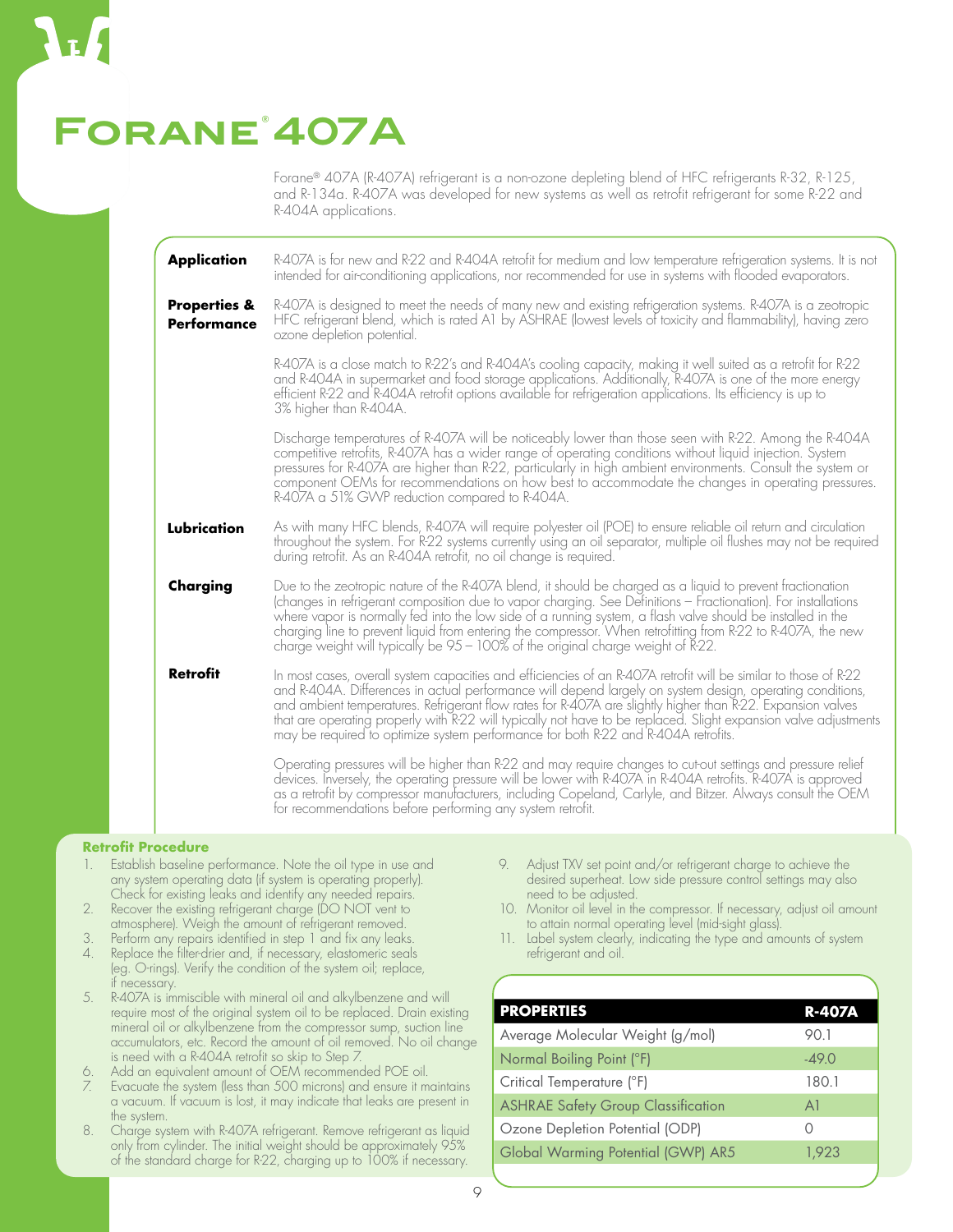# Forane® 407A

Forane® 407A (R-407A) refrigerant is a non-ozone depleting blend of HFC refrigerants R-32, R-125, and R-134a. R-407A was developed for new systems as well as retrofit refrigerant for some R-22 and R-404A applications.

**Application**

R-407A is for new and R-22 and R-404A retrofit for medium and low temperature refrigeration systems. It is not intended for air-conditioning applications, nor recommended for use in systems with flooded evaporators.

**Properties & Performance**

R-407A is designed to meet the needs of many new and existing refrigeration systems. R-407A is a zeotropic HFC refrigerant blend, which is rated A1 by ASHRAE (lowest levels of toxicity and flammability), having zero ozone depletion potential.

R-407A is a close match to R-22's and R-404A's cooling capacity, making it well suited as a retrofit for R-22 and R-404A in supermarket and food storage applications. Additionally, R-407A is one of the more energy efficient R-22 and R-404A retrofit options available for refrigeration applications. Its efficiency is up to 3% higher than R-404A.

Discharge temperatures of R-407A will be noticeably lower than those seen with R-22. Among the R-404A competitive retrofits, R-407A has a wider range of operating conditions without liquid injection. System pressures for R-407A are higher than R-22, particularly in high ambient environments. Consult the system or component OEMs for recommendations on how best to accommodate the changes in operating pressures. R-407A a 51% GWP reduction compared to R-404A.

**Lubrication**

As with many HFC blends, R-407A will require polyester oil (POE) to ensure reliable oil return and circulation throughout the system. For R-22 systems currently using an oil separator, multiple oil flushes may not be required during retrofit. As an R-404A retrofit, no oil change is required.

**Charging**

Due to the zeotropic nature of the R-407A blend, it should be charged as a liquid to prevent fractionation (changes in refrigerant composition due to vapor charging. See Definitions – Fractionation). For installations where vapor is normally fed into the low side of a running system, a flash valve should be installed in the charging line to prevent liquid from entering the compressor. When retrofitting from R-22 to R-407A, the new charge weight will typically be 95 – 100% of the original charge weight of R-22.

**Retrofit**

In most cases, overall system capacities and efficiencies of an R-407A retrofit will be similar to those of R-22 and R-404A. Differences in actual performance will depend largely on system design, operating conditions, and ambient temperatures. Refrigerant flow rates for R-407A are slightly higher than R-22. Expansion valves that are operating properly with R-22 will typically not have to be replaced. Slight expansion valve adjustments may be required to optimize system performance for both R-22 and R-404A retrofits.

Operating pressures will be higher than R-22 and may require changes to cut-out settings and pressure relief devices. Inversely, the operating pressure will be lower with R-407A in R-404A retrofits. R-407A is approved as a retrofit by compressor manufacturers, including Copeland, Carlyle, and Bitzer. Always consult the OEM for recommendations before performing any system retrofit.

## Retrofit Procedure

1. Establish baseline performance. Note the oil type in use and any system operating data (if system is operating properly). Check for existing leaks and identify any needed repairs.
2. Recover the existing refrigerant charge (DO NOT vent to atmosphere). Weigh the amount of refrigerant removed.
3. Perform any repairs identified in step 1 and fix any leaks.
4. Replace the filter-drier and, if necessary, elastomeric seals (eg. O-rings). Verify the condition of the system oil; replace, if necessary.
5. R-407A is immiscible with mineral oil and alkylbenzene and will require most of the original system oil to be replaced. Drain existing mineral oil or alkylbenzene from the compressor sump, suction line accumulators, etc. Record the amount of oil removed. No oil change is need with a R-404A retrofit so skip to Step 7.
6. Add an equivalent amount of OEM recommended POE oil.
7. Evacuate the system (less than 500 microns) and ensure it maintains a vacuum. If vacuum is lost, it may indicate that leaks are present in the system.
8. Charge system with R-407A refrigerant. Remove refrigerant as liquid only from cylinder. The initial weight should be approximately 95% of the standard charge for R-22, charging up to 100% if necessary.
9. Adjust TXV set point and/or refrigerant charge to achieve the desired superheat. Low side pressure control settings may also need to be adjusted.
10. Monitor oil level in the compressor. If necessary, adjust oil amount to attain normal operating level (mid-sight glass).
11. Label system clearly, indicating the type and amounts of system refrigerant and oil.

| PROPERTIES | R-407A |
|---|---|
| Average Molecular Weight (g/mol) | 90.1 |
| Normal Boiling Point (°F) | -49.0 |
| Critical Temperature (°F) | 180.1 |
| ASHRAE Safety Group Classification | A1 |
| Ozone Depletion Potential (ODP) | 0 |
| Global Warming Potential (GWP) AR5 | 1,923 |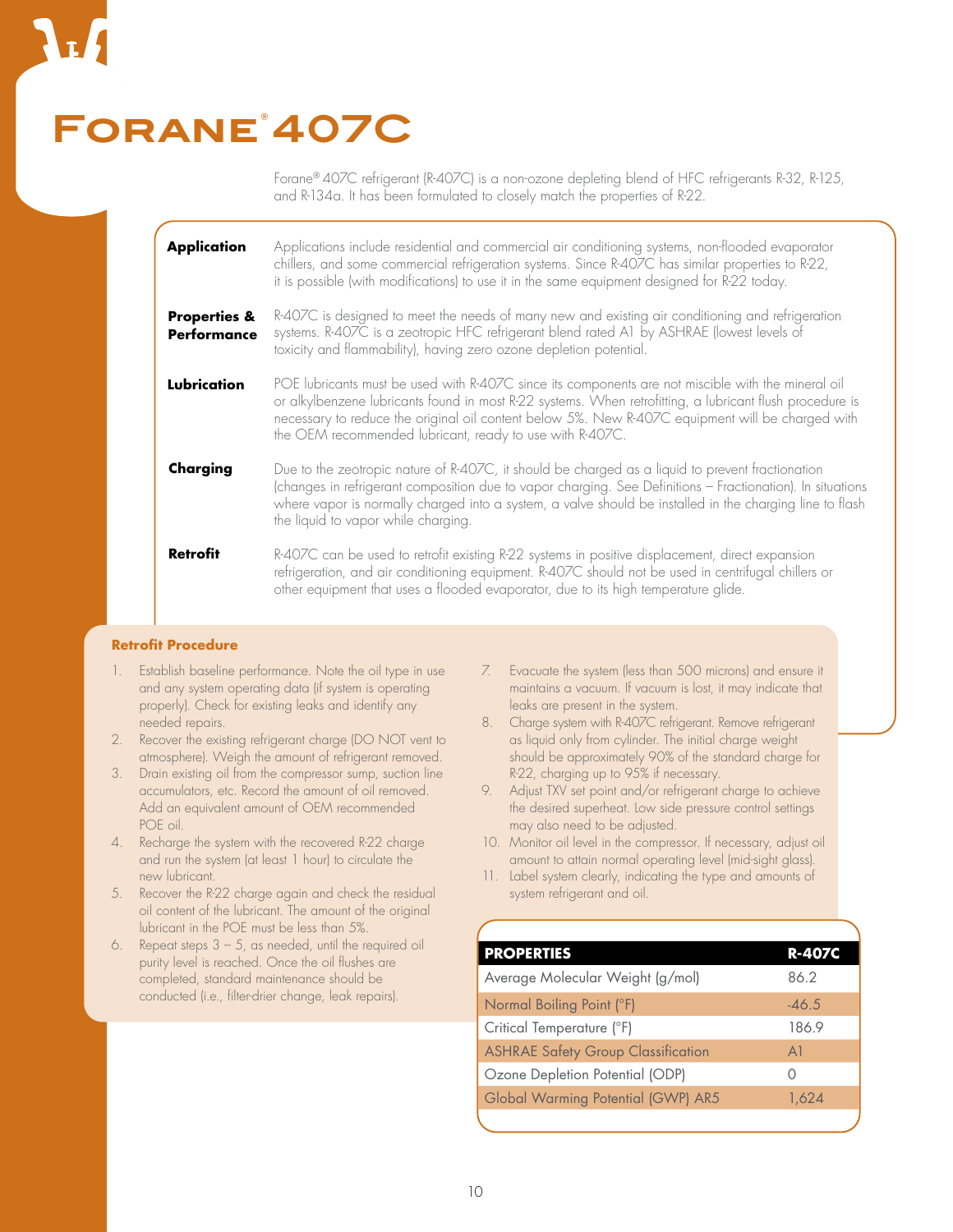# Forane® 407C

Forane® 407C refrigerant (R-407C) is a non-ozone depleting blend of HFC refrigerants R-32, R-125, and R-134a. It has been formulated to closely match the properties of R-22.

**Application**

Applications include residential and commercial air conditioning systems, non-flooded evaporator chillers, and some commercial refrigeration systems. Since R-407C has similar properties to R-22, it is possible (with modifications) to use it in the same equipment designed for R-22 today.

**Properties & Performance**

R-407C is designed to meet the needs of many new and existing air conditioning and refrigeration systems. R-407C is a zeotropic HFC refrigerant blend rated A1 by ASHRAE (lowest levels of toxicity and flammability), having zero ozone depletion potential.

**Lubrication**

POE lubricants must be used with R-407C since its components are not miscible with the mineral oil or alkylbenzene lubricants found in most R-22 systems. When retrofitting, a lubricant flush procedure is necessary to reduce the original oil content below 5%. New R-407C equipment will be charged with the OEM recommended lubricant, ready to use with R-407C.

**Charging**

Due to the zeotropic nature of R-407C, it should be charged as a liquid to prevent fractionation (changes in refrigerant composition due to vapor charging. See Definitions – Fractionation). In situations where vapor is normally charged into a system, a valve should be installed in the charging line to flash the liquid to vapor while charging.

**Retrofit**

R-407C can be used to retrofit existing R-22 systems in positive displacement, direct expansion refrigeration, and air conditioning equipment. R-407C should not be used in centrifugal chillers or other equipment that uses a flooded evaporator, due to its high temperature glide.

## Retrofit Procedure

1. Establish baseline performance. Note the oil type in use and any system operating data (if system is operating properly). Check for existing leaks and identify any needed repairs.
2. Recover the existing refrigerant charge (DO NOT vent to atmosphere). Weigh the amount of refrigerant removed.
3. Drain existing oil from the compressor sump, suction line accumulators, etc. Record the amount of oil removed. Add an equivalent amount of OEM recommended POE oil.
4. Recharge the system with the recovered R-22 charge and run the system (at least 1 hour) to circulate the new lubricant.
5. Recover the R-22 charge again and check the residual oil content of the lubricant. The amount of the original lubricant in the POE must be less than 5%.
6. Repeat steps 3 – 5, as needed, until the required oil purity level is reached. Once the oil flushes are completed, standard maintenance should be conducted (i.e., filter-drier change, leak repairs).
7. Evacuate the system (less than 500 microns) and ensure it maintains a vacuum. If vacuum is lost, it may indicate that leaks are present in the system.
8. Charge system with R-407C refrigerant. Remove refrigerant as liquid only from cylinder. The initial charge weight should be approximately 90% of the standard charge for R-22, charging up to 95% if necessary.
9. Adjust TXV set point and/or refrigerant charge to achieve the desired superheat. Low side pressure control settings may also need to be adjusted.
10. Monitor oil level in the compressor. If necessary, adjust oil amount to attain normal operating level (mid-sight glass).
11. Label system clearly, indicating the type and amounts of system refrigerant and oil.

| PROPERTIES | R-407C |
|---|---|
| Average Molecular Weight (g/mol) | 86.2 |
| Normal Boiling Point (°F) | -46.5 |
| Critical Temperature (°F) | 186.9 |
| ASHRAE Safety Group Classification | A1 |
| Ozone Depletion Potential (ODP) | 0 |
| Global Warming Potential (GWP) AR5 | 1,624 |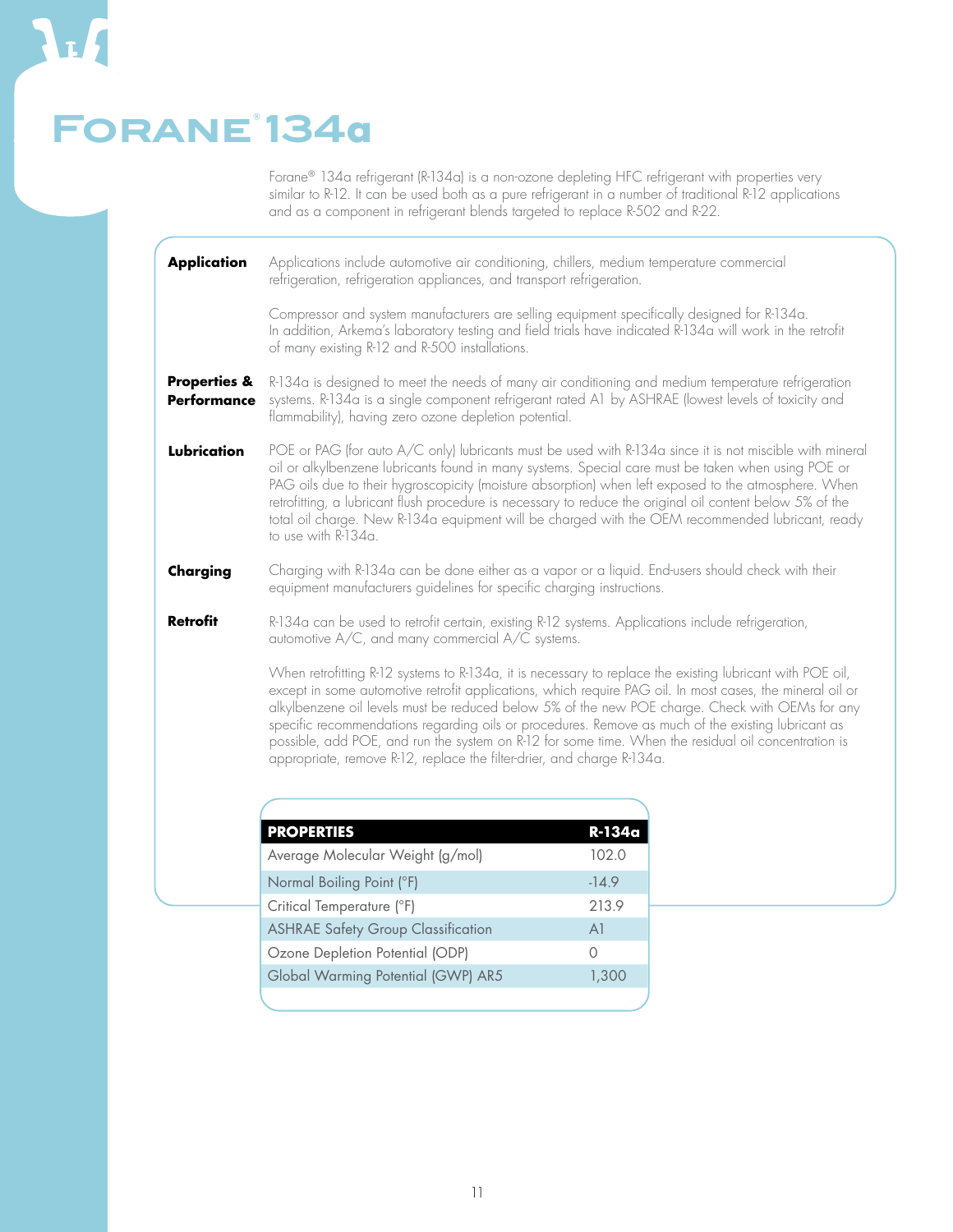# FORANE® 134a

Forane® 134a refrigerant (R-134a) is a non-ozone depleting HFC refrigerant with properties very similar to R-12. It can be used both as a pure refrigerant in a number of traditional R-12 applications and as a component in refrigerant blends targeted to replace R-502 and R-22.

**Application**

Applications include automotive air conditioning, chillers, medium temperature commercial refrigeration, refrigeration appliances, and transport refrigeration.

Compressor and system manufacturers are selling equipment specifically designed for R-134a. In addition, Arkema's laboratory testing and field trials have indicated R-134a will work in the retrofit of many existing R-12 and R-500 installations.

**Properties & Performance**

R-134a is designed to meet the needs of many air conditioning and medium temperature refrigeration systems. R-134a is a single component refrigerant rated A1 by ASHRAE (lowest levels of toxicity and flammability), having zero ozone depletion potential.

**Lubrication**

POE or PAG (for auto A/C only) lubricants must be used with R-134a since it is not miscible with mineral oil or alkylbenzene lubricants found in many systems. Special care must be taken when using POE or PAG oils due to their hygroscopicity (moisture absorption) when left exposed to the atmosphere. When retrofitting, a lubricant flush procedure is necessary to reduce the original oil content below 5% of the total oil charge. New R-134a equipment will be charged with the OEM recommended lubricant, ready to use with R-134a.

**Charging**

Charging with R-134a can be done either as a vapor or a liquid. End-users should check with their equipment manufacturers guidelines for specific charging instructions.

**Retrofit**

R-134a can be used to retrofit certain, existing R-12 systems. Applications include refrigeration, automotive A/C, and many commercial A/C systems.

When retrofitting R-12 systems to R-134a, it is necessary to replace the existing lubricant with POE oil, except in some automotive retrofit applications, which require PAG oil. In most cases, the mineral oil or alkylbenzene oil levels must be reduced below 5% of the new POE charge. Check with OEMs for any specific recommendations regarding oils or procedures. Remove as much of the existing lubricant as possible, add POE, and run the system on R-12 for some time. When the residual oil concentration is appropriate, remove R-12, replace the filter-drier, and charge R-134a.

| PROPERTIES | R-134a |
|---|---|
| Average Molecular Weight (g/mol) | 102.0 |
| Normal Boiling Point (°F) | -14.9 |
| Critical Temperature (°F) | 213.9 |
| ASHRAE Safety Group Classification | A1 |
| Ozone Depletion Potential (ODP) | 0 |
| Global Warming Potential (GWP) AR5 | 1,300 |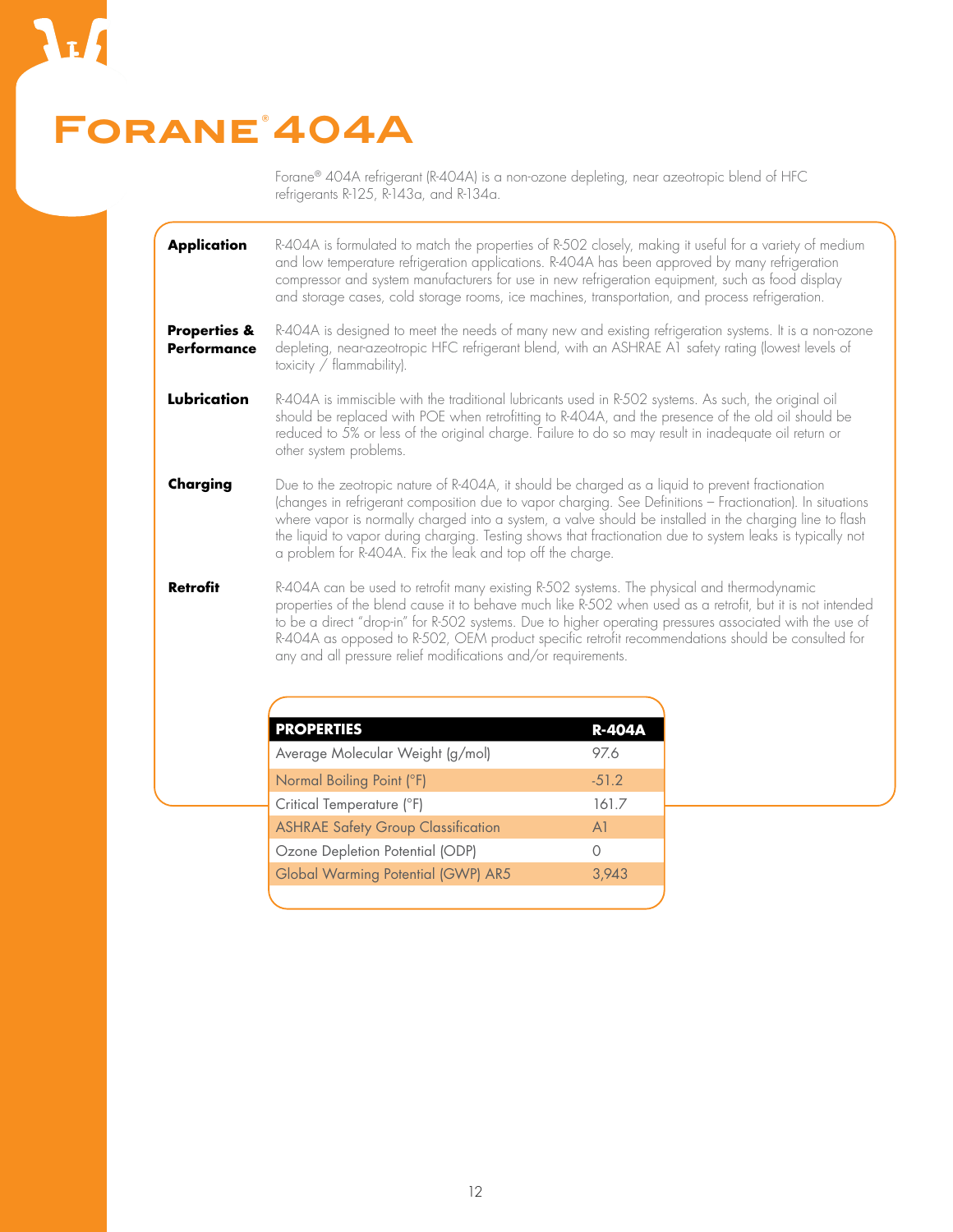# Forane® 404A

Forane® 404A refrigerant (R-404A) is a non-ozone depleting, near azeotropic blend of HFC refrigerants R-125, R-143a, and R-134a.

**Application**

R-404A is formulated to match the properties of R-502 closely, making it useful for a variety of medium and low temperature refrigeration applications. R-404A has been approved by many refrigeration compressor and system manufacturers for use in new refrigeration equipment, such as food display and storage cases, cold storage rooms, ice machines, transportation, and process refrigeration.

**Properties & Performance**

R-404A is designed to meet the needs of many new and existing refrigeration systems. It is a non-ozone depleting, near-azeotropic HFC refrigerant blend, with an ASHRAE A1 safety rating (lowest levels of toxicity / flammability).

**Lubrication**

R-404A is immiscible with the traditional lubricants used in R-502 systems. As such, the original oil should be replaced with POE when retrofitting to R-404A, and the presence of the old oil should be reduced to 5% or less of the original charge. Failure to do so may result in inadequate oil return or other system problems.

**Charging**

Due to the zeotropic nature of R-404A, it should be charged as a liquid to prevent fractionation (changes in refrigerant composition due to vapor charging. See Definitions – Fractionation). In situations where vapor is normally charged into a system, a valve should be installed in the charging line to flash the liquid to vapor during charging. Testing shows that fractionation due to system leaks is typically not a problem for R-404A. Fix the leak and top off the charge.

**Retrofit**

R-404A can be used to retrofit many existing R-502 systems. The physical and thermodynamic properties of the blend cause it to behave much like R-502 when used as a retrofit, but it is not intended to be a direct "drop-in" for R-502 systems. Due to higher operating pressures associated with the use of R-404A as opposed to R-502, OEM product specific retrofit recommendations should be consulted for any and all pressure relief modifications and/or requirements.

| PROPERTIES | R-404A |
|---|---|
| Average Molecular Weight (g/mol) | 97.6 |
| Normal Boiling Point (°F) | -51.2 |
| Critical Temperature (°F) | 161.7 |
| ASHRAE Safety Group Classification | A1 |
| Ozone Depletion Potential (ODP) | 0 |
| Global Warming Potential (GWP) AR5 | 3,943 |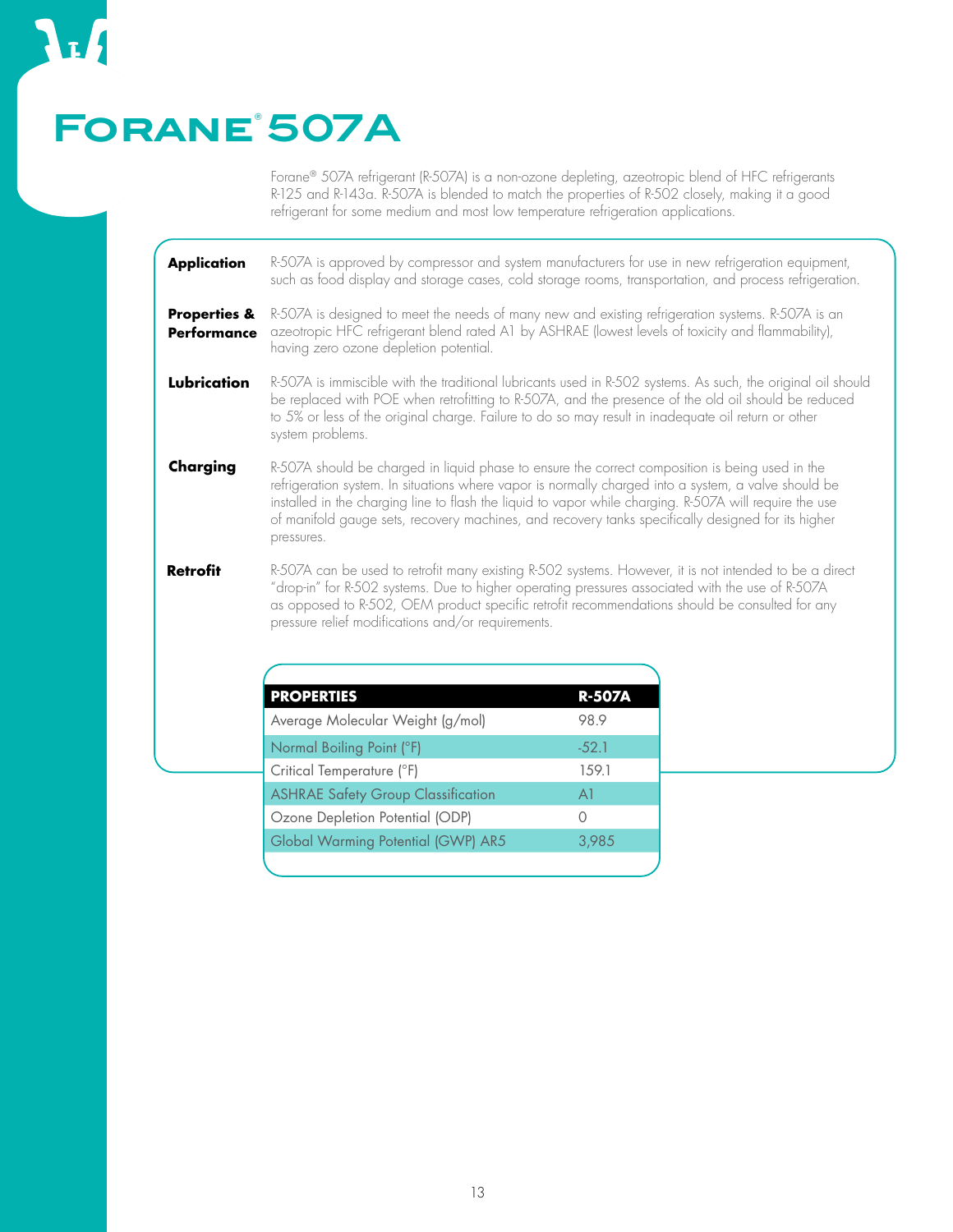# Forane® 507A

Forane® 507A refrigerant (R-507A) is a non-ozone depleting, azeotropic blend of HFC refrigerants R-125 and R-143a. R-507A is blended to match the properties of R-502 closely, making it a good refrigerant for some medium and most low temperature refrigeration applications.

**Application**

R-507A is approved by compressor and system manufacturers for use in new refrigeration equipment, such as food display and storage cases, cold storage rooms, transportation, and process refrigeration.

**Properties & Performance**

R-507A is designed to meet the needs of many new and existing refrigeration systems. R-507A is an azeotropic HFC refrigerant blend rated A1 by ASHRAE (lowest levels of toxicity and flammability), having zero ozone depletion potential.

**Lubrication**

R-507A is immiscible with the traditional lubricants used in R-502 systems. As such, the original oil should be replaced with POE when retrofitting to R-507A, and the presence of the old oil should be reduced to 5% or less of the original charge. Failure to do so may result in inadequate oil return or other system problems.

**Charging**

R-507A should be charged in liquid phase to ensure the correct composition is being used in the refrigeration system. In situations where vapor is normally charged into a system, a valve should be installed in the charging line to flash the liquid to vapor while charging. R-507A will require the use of manifold gauge sets, recovery machines, and recovery tanks specifically designed for its higher pressures.

**Retrofit**

R-507A can be used to retrofit many existing R-502 systems. However, it is not intended to be a direct "drop-in" for R-502 systems. Due to higher operating pressures associated with the use of R-507A as opposed to R-502, OEM product specific retrofit recommendations should be consulted for any pressure relief modifications and/or requirements.

| PROPERTIES | R-507A |
|---|---|
| Average Molecular Weight (g/mol) | 98.9 |
| Normal Boiling Point (°F) | -52.1 |
| Critical Temperature (°F) | 159.1 |
| ASHRAE Safety Group Classification | A1 |
| Ozone Depletion Potential (ODP) | 0 |
| Global Warming Potential (GWP) AR5 | 3,985 |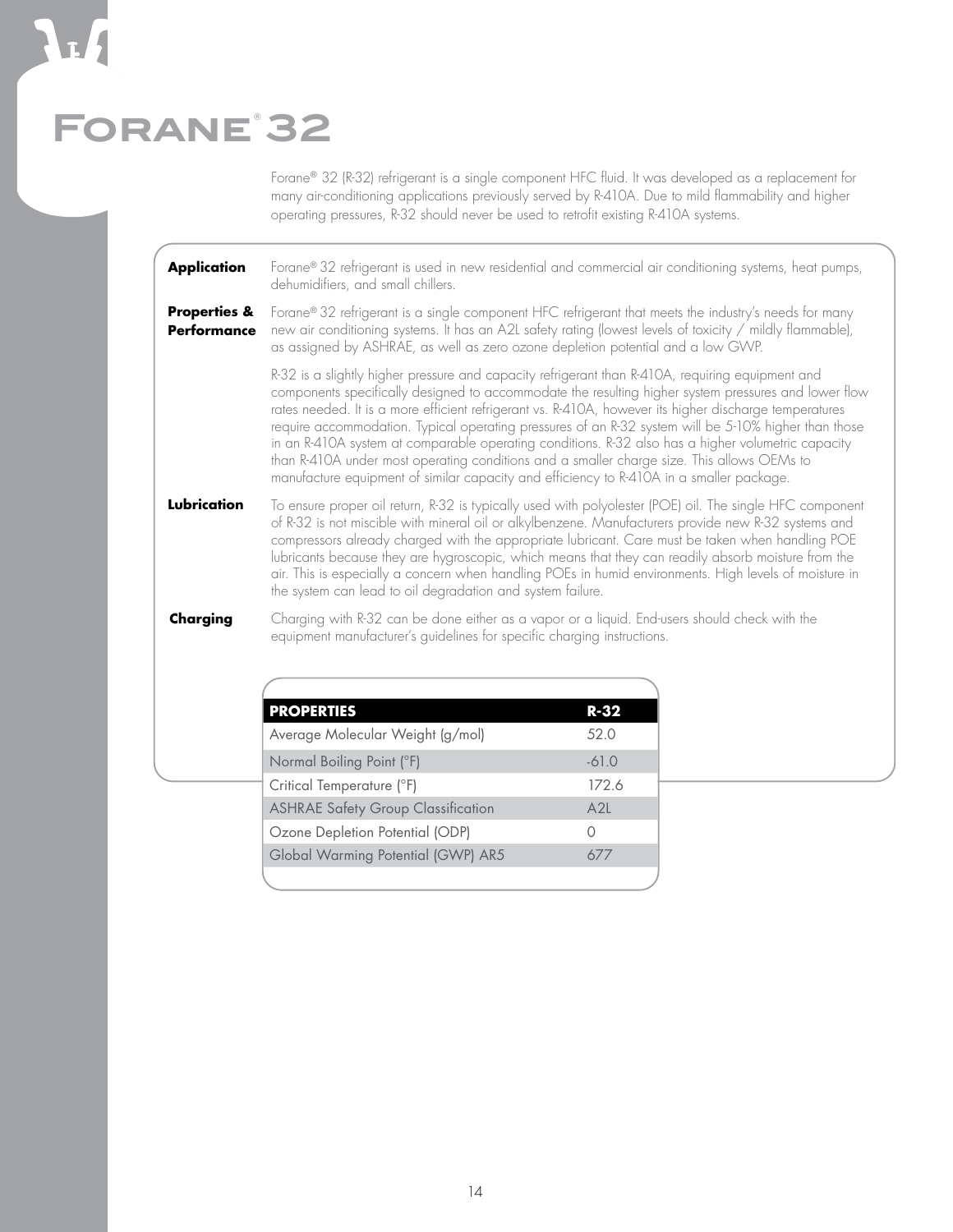# Forane® 32

Forane® 32 (R-32) refrigerant is a single component HFC fluid. It was developed as a replacement for many air-conditioning applications previously served by R-410A. Due to mild flammability and higher operating pressures, R-32 should never be used to retrofit existing R-410A systems.

**Application**

Forane® 32 refrigerant is used in new residential and commercial air conditioning systems, heat pumps, dehumidifiers, and small chillers.

**Properties & Performance**

Forane® 32 refrigerant is a single component HFC refrigerant that meets the industry's needs for many new air conditioning systems. It has an A2L safety rating (lowest levels of toxicity / mildly flammable), as assigned by ASHRAE, as well as zero ozone depletion potential and a low GWP.

R-32 is a slightly higher pressure and capacity refrigerant than R-410A, requiring equipment and components specifically designed to accommodate the resulting higher system pressures and lower flow rates needed. It is a more efficient refrigerant vs. R-410A, however its higher discharge temperatures require accommodation. Typical operating pressures of an R-32 system will be 5-10% higher than those in an R-410A system at comparable operating conditions. R-32 also has a higher volumetric capacity than R-410A under most operating conditions and a smaller charge size. This allows OEMs to manufacture equipment of similar capacity and efficiency to R-410A in a smaller package.

**Lubrication**

To ensure proper oil return, R-32 is typically used with polyolester (POE) oil. The single HFC component of R-32 is not miscible with mineral oil or alkylbenzene. Manufacturers provide new R-32 systems and compressors already charged with the appropriate lubricant. Care must be taken when handling POE lubricants because they are hygroscopic, which means that they can readily absorb moisture from the air. This is especially a concern when handling POEs in humid environments. High levels of moisture in the system can lead to oil degradation and system failure.

**Charging**

Charging with R-32 can be done either as a vapor or a liquid. End-users should check with the equipment manufacturer's guidelines for specific charging instructions.

| PROPERTIES | R-32 |
|---|---|
| Average Molecular Weight (g/mol) | 52.0 |
| Normal Boiling Point (°F) | -61.0 |
| Critical Temperature (°F) | 172.6 |
| ASHRAE Safety Group Classification | A2L |
| Ozone Depletion Potential (ODP) | 0 |
| Global Warming Potential (GWP) AR5 | 677 |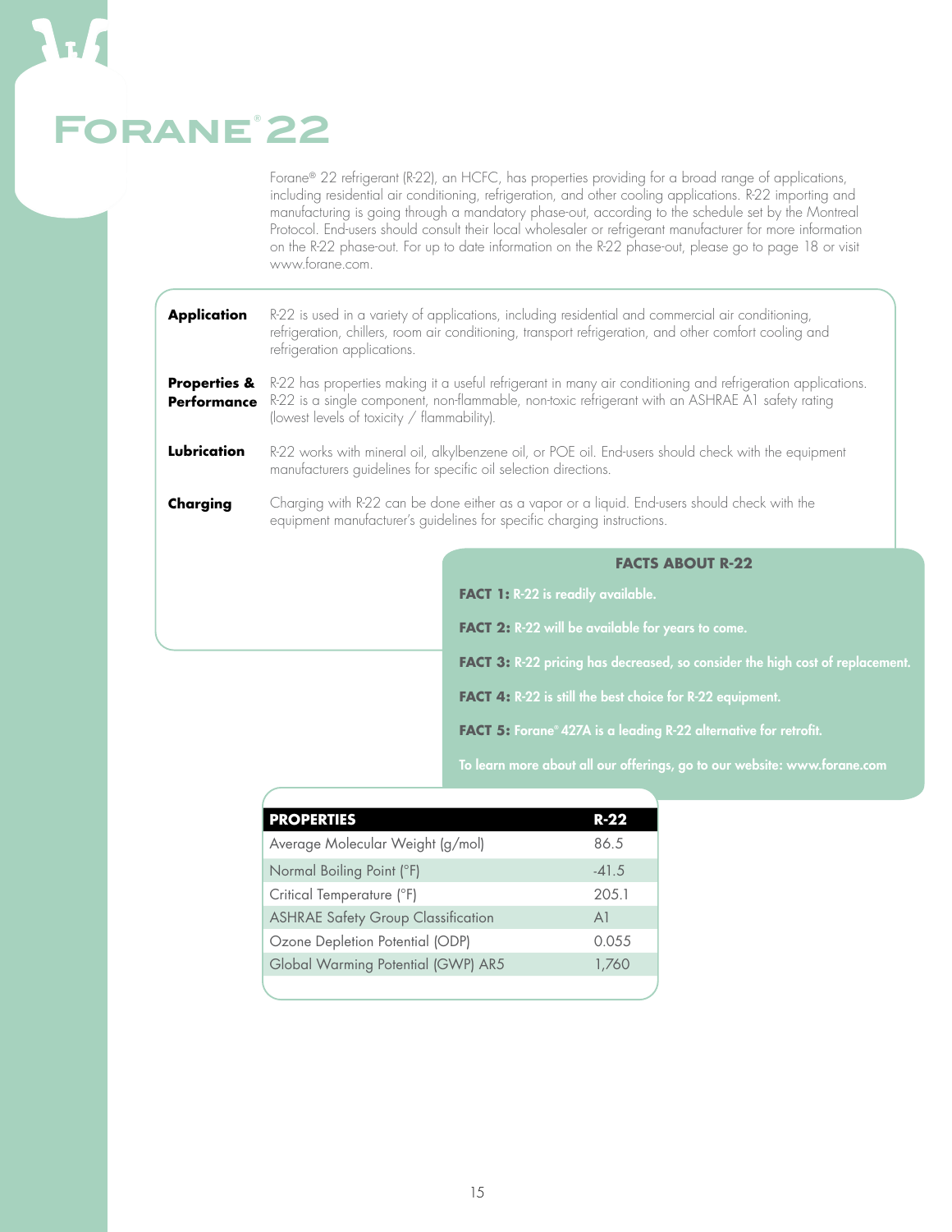# Forane® 22

Forane® 22 refrigerant (R-22), an HCFC, has properties providing for a broad range of applications, including residential air conditioning, refrigeration, and other cooling applications. R-22 importing and manufacturing is going through a mandatory phase-out, according to the schedule set by the Montreal Protocol. End-users should consult their local wholesaler or refrigerant manufacturer for more information on the R-22 phase-out. For up to date information on the R-22 phase-out, please go to page 18 or visit www.forane.com.

**Application** R-22 is used in a variety of applications, including residential and commercial air conditioning, refrigeration, chillers, room air conditioning, transport refrigeration, and other comfort cooling and refrigeration applications.

**Properties & Performance** R-22 has properties making it a useful refrigerant in many air conditioning and refrigeration applications. R-22 is a single component, non-flammable, non-toxic refrigerant with an ASHRAE A1 safety rating (lowest levels of toxicity / flammability).

**Lubrication** R-22 works with mineral oil, alkylbenzene oil, or POE oil. End-users should check with the equipment manufacturers guidelines for specific oil selection directions.

**Charging** Charging with R-22 can be done either as a vapor or a liquid. End-users should check with the equipment manufacturer's guidelines for specific charging instructions.

## FACTS ABOUT R-22

**FACT 1:** R-22 is readily available.

**FACT 2:** R-22 will be available for years to come.

**FACT 3:** R-22 pricing has decreased, so consider the high cost of replacement.

**FACT 4:** R-22 is still the best choice for R-22 equipment.

**FACT 5:** Forane® 427A is a leading R-22 alternative for retrofit.

To learn more about all our offerings, go to our website: www.forane.com

| PROPERTIES | R-22 |
| --- | --- |
| Average Molecular Weight (g/mol) | 86.5 |
| Normal Boiling Point (°F) | -41.5 |
| Critical Temperature (°F) | 205.1 |
| ASHRAE Safety Group Classification | A1 |
| Ozone Depletion Potential (ODP) | 0.055 |
| Global Warming Potential (GWP) AR5 | 1,760 |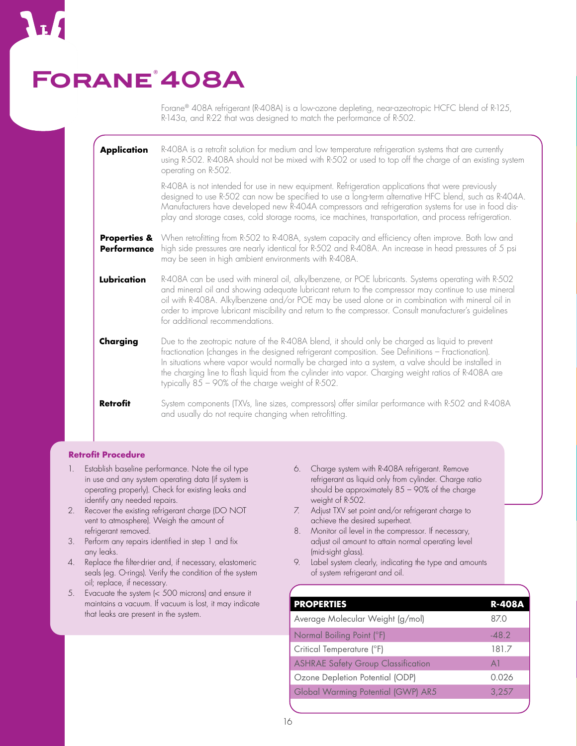# Forane® 408A

Forane® 408A refrigerant (R-408A) is a low-ozone depleting, near-azeotropic HCFC blend of R-125, R-143a, and R-22 that was designed to match the performance of R-502.

**Application**

R-408A is a retrofit solution for medium and low temperature refrigeration systems that are currently using R-502. R-408A should not be mixed with R-502 or used to top off the charge of an existing system operating on R-502.

R-408A is not intended for use in new equipment. Refrigeration applications that were previously designed to use R-502 can now be specified to use a long-term alternative HFC blend, such as R-404A. Manufacturers have developed new R-404A compressors and refrigeration systems for use in food display and storage cases, cold storage rooms, ice machines, transportation, and process refrigeration.

**Properties & Performance**

When retrofitting from R-502 to R-408A, system capacity and efficiency often improve. Both low and high side pressures are nearly identical for R-502 and R-408A. An increase in head pressures of 5 psi may be seen in high ambient environments with R-408A.

**Lubrication**

R-408A can be used with mineral oil, alkylbenzene, or POE lubricants. Systems operating with R-502 and mineral oil and showing adequate lubricant return to the compressor may continue to use mineral oil with R-408A. Alkylbenzene and/or POE may be used alone or in combination with mineral oil in order to improve lubricant miscibility and return to the compressor. Consult manufacturer's guidelines for additional recommendations.

**Charging**

Due to the zeotropic nature of the R-408A blend, it should only be charged as liquid to prevent fractionation (changes in the designed refrigerant composition. See Definitions – Fractionation). In situations where vapor would normally be charged into a system, a valve should be installed in the charging line to flash liquid from the cylinder into vapor. Charging weight ratios of R-408A are typically 85 – 90% of the charge weight of R-502.

**Retrofit**

System components (TXVs, line sizes, compressors) offer similar performance with R-502 and R-408A and usually do not require changing when retrofitting.

## Retrofit Procedure

1. Establish baseline performance. Note the oil type in use and any system operating data (if system is operating properly). Check for existing leaks and identify any needed repairs.
2. Recover the existing refrigerant charge (DO NOT vent to atmosphere). Weigh the amount of refrigerant removed.
3. Perform any repairs identified in step 1 and fix any leaks.
4. Replace the filter-drier and, if necessary, elastomeric seals (eg. O-rings). Verify the condition of the system oil; replace, if necessary.
5. Evacuate the system (< 500 microns) and ensure it maintains a vacuum. If vacuum is lost, it may indicate that leaks are present in the system.
6. Charge system with R-408A refrigerant. Remove refrigerant as liquid only from cylinder. Charge ratio should be approximately 85 – 90% of the charge weight of R-502.
7. Adjust TXV set point and/or refrigerant charge to achieve the desired superheat.
8. Monitor oil level in the compressor. If necessary, adjust oil amount to attain normal operating level (mid-sight glass).
9. Label system clearly, indicating the type and amounts of system refrigerant and oil.

| PROPERTIES | R-408A |
|---|---|
| Average Molecular Weight (g/mol) | 87.0 |
| Normal Boiling Point (°F) | -48.2 |
| Critical Temperature (°F) | 181.7 |
| ASHRAE Safety Group Classification | A1 |
| Ozone Depletion Potential (ODP) | 0.026 |
| Global Warming Potential (GWP) AR5 | 3,257 |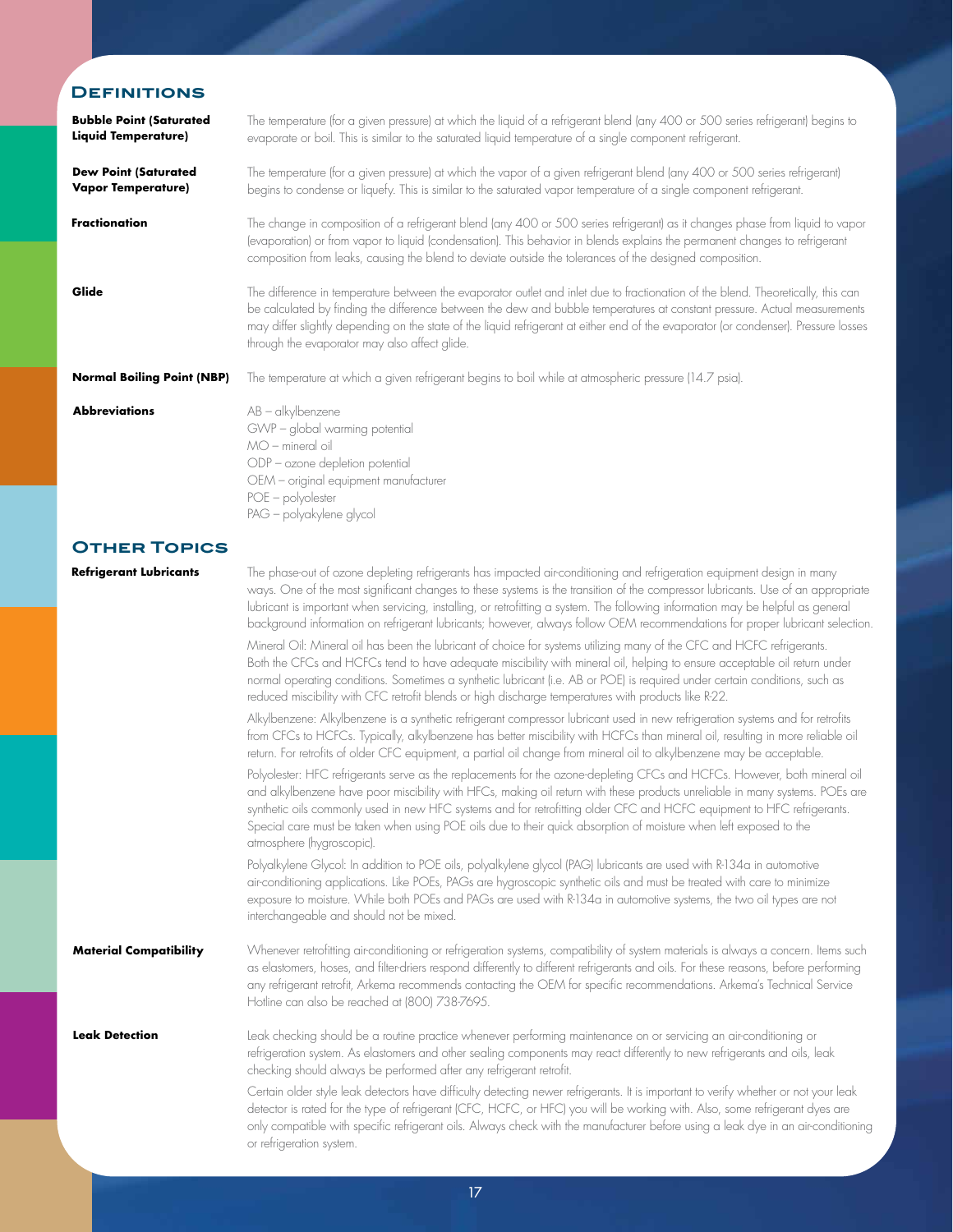## Definitions

**Bubble Point (Saturated Liquid Temperature)**
The temperature (for a given pressure) at which the liquid of a refrigerant blend (any 400 or 500 series refrigerant) begins to evaporate or boil. This is similar to the saturated liquid temperature of a single component refrigerant.

**Dew Point (Saturated Vapor Temperature)**
The temperature (for a given pressure) at which the vapor of a given refrigerant blend (any 400 or 500 series refrigerant) begins to condense or liquefy. This is similar to the saturated vapor temperature of a single component refrigerant.

**Fractionation**
The change in composition of a refrigerant blend (any 400 or 500 series refrigerant) as it changes phase from liquid to vapor (evaporation) or from vapor to liquid (condensation). This behavior in blends explains the permanent changes to refrigerant composition from leaks, causing the blend to deviate outside the tolerances of the designed composition.

**Glide**
The difference in temperature between the evaporator outlet and inlet due to fractionation of the blend. Theoretically, this can be calculated by finding the difference between the dew and bubble temperatures at constant pressure. Actual measurements may differ slightly depending on the state of the liquid refrigerant at either end of the evaporator (or condenser). Pressure losses through the evaporator may also affect glide.

**Normal Boiling Point (NBP)**
The temperature at which a given refrigerant begins to boil while at atmospheric pressure (14.7 psia).

**Abbreviations**
AB – alkylbenzene
GWP – global warming potential
MO – mineral oil
ODP – ozone depletion potential
OEM – original equipment manufacturer
POE – polyolester
PAG – polyakylene glycol

## Other Topics

**Refrigerant Lubricants**
The phase-out of ozone depleting refrigerants has impacted air-conditioning and refrigeration equipment design in many ways. One of the most significant changes to these systems is the transition of the compressor lubricants. Use of an appropriate lubricant is important when servicing, installing, or retrofitting a system. The following information may be helpful as general background information on refrigerant lubricants; however, always follow OEM recommendations for proper lubricant selection.

Mineral Oil: Mineral oil has been the lubricant of choice for systems utilizing many of the CFC and HCFC refrigerants. Both the CFCs and HCFCs tend to have adequate miscibility with mineral oil, helping to ensure acceptable oil return under normal operating conditions. Sometimes a synthetic lubricant (i.e. AB or POE) is required under certain conditions, such as reduced miscibility with CFC retrofit blends or high discharge temperatures with products like R-22.

Alkylbenzene: Alkylbenzene is a synthetic refrigerant compressor lubricant used in new refrigeration systems and for retrofits from CFCs to HCFCs. Typically, alkylbenzene has better miscibility with HCFCs than mineral oil, resulting in more reliable oil return. For retrofits of older CFC equipment, a partial oil change from mineral oil to alkylbenzene may be acceptable.

Polyolester: HFC refrigerants serve as the replacements for the ozone-depleting CFCs and HCFCs. However, both mineral oil and alkylbenzene have poor miscibility with HFCs, making oil return with these products unreliable in many systems. POEs are synthetic oils commonly used in new HFC systems and for retrofitting older CFC and HCFC equipment to HFC refrigerants. Special care must be taken when using POE oils due to their quick absorption of moisture when left exposed to the atmosphere (hygroscopic).

Polyalkylene Glycol: In addition to POE oils, polyalkylene glycol (PAG) lubricants are used with R-134a in automotive air-conditioning applications. Like POEs, PAGs are hygroscopic synthetic oils and must be treated with care to minimize exposure to moisture. While both POEs and PAGs are used with R-134a in automotive systems, the two oil types are not interchangeable and should not be mixed.

**Material Compatibility**
Whenever retrofitting air-conditioning or refrigeration systems, compatibility of system materials is always a concern. Items such as elastomers, hoses, and filter-driers respond differently to different refrigerants and oils. For these reasons, before performing any refrigerant retrofit, Arkema recommends contacting the OEM for specific recommendations. Arkema's Technical Service Hotline can also be reached at (800) 738-7695.

**Leak Detection**
Leak checking should be a routine practice whenever performing maintenance on or servicing an air-conditioning or refrigeration system. As elastomers and other sealing components may react differently to new refrigerants and oils, leak checking should always be performed after any refrigerant retrofit.

Certain older style leak detectors have difficulty detecting newer refrigerants. It is important to verify whether or not your leak detector is rated for the type of refrigerant (CFC, HCFC, or HFC) you will be working with. Also, some refrigerant dyes are only compatible with specific refrigerant oils. Always check with the manufacturer before using a leak dye in an air-conditioning or refrigeration system.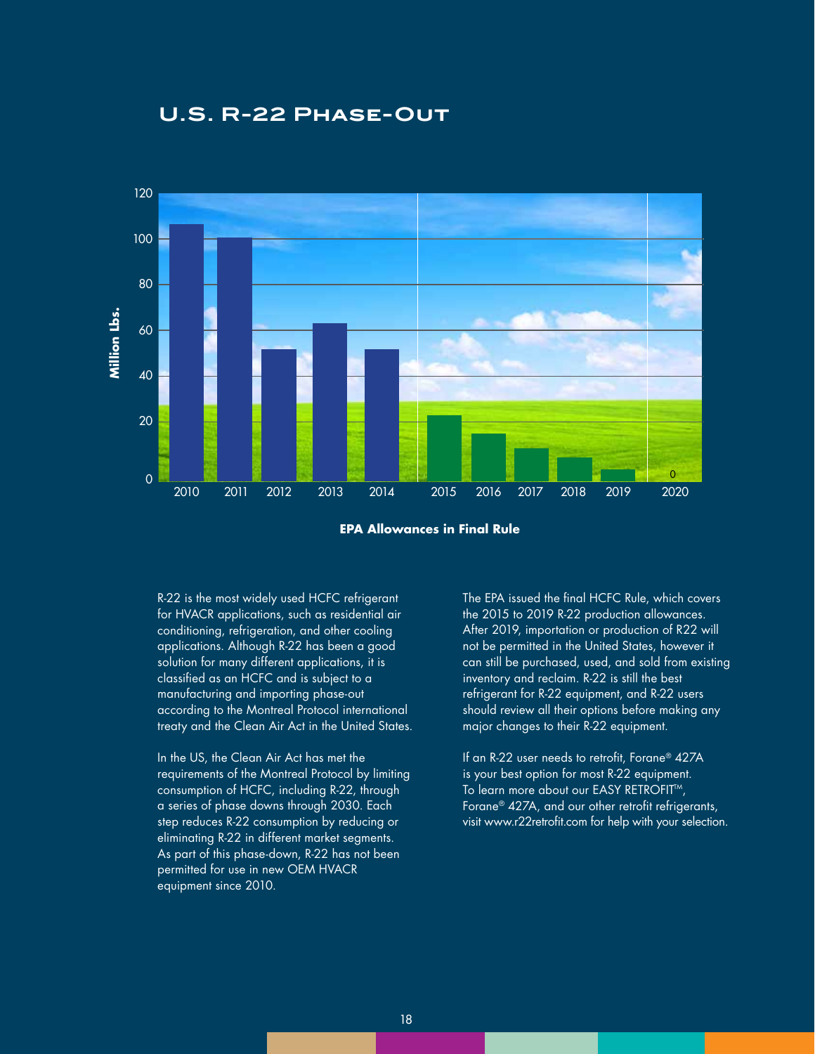## U.S. R-22 Phase-Out

**EPA Allowances in Final Rule**

R-22 is the most widely used HCFC refrigerant for HVACR applications, such as residential air conditioning, refrigeration, and other cooling applications. Although R-22 has been a good solution for many different applications, it is classified as an HCFC and is subject to a manufacturing and importing phase-out according to the Montreal Protocol international treaty and the Clean Air Act in the United States.

In the US, the Clean Air Act has met the requirements of the Montreal Protocol by limiting consumption of HCFC, including R-22, through a series of phase downs through 2030. Each step reduces R-22 consumption by reducing or eliminating R-22 in different market segments. As part of this phase-down, R-22 has not been permitted for use in new OEM HVACR equipment since 2010.

The EPA issued the final HCFC Rule, which covers the 2015 to 2019 R-22 production allowances. After 2019, importation or production of R22 will not be permitted in the United States, however it can still be purchased, used, and sold from existing inventory and reclaim. R-22 is still the best refrigerant for R-22 equipment, and R-22 users should review all their options before making any major changes to their R-22 equipment.

If an R-22 user needs to retrofit, Forane® 427A is your best option for most R-22 equipment. To learn more about our EASY RETROFIT™, Forane® 427A, and our other retrofit refrigerants, visit www.r22retrofit.com for help with your selection.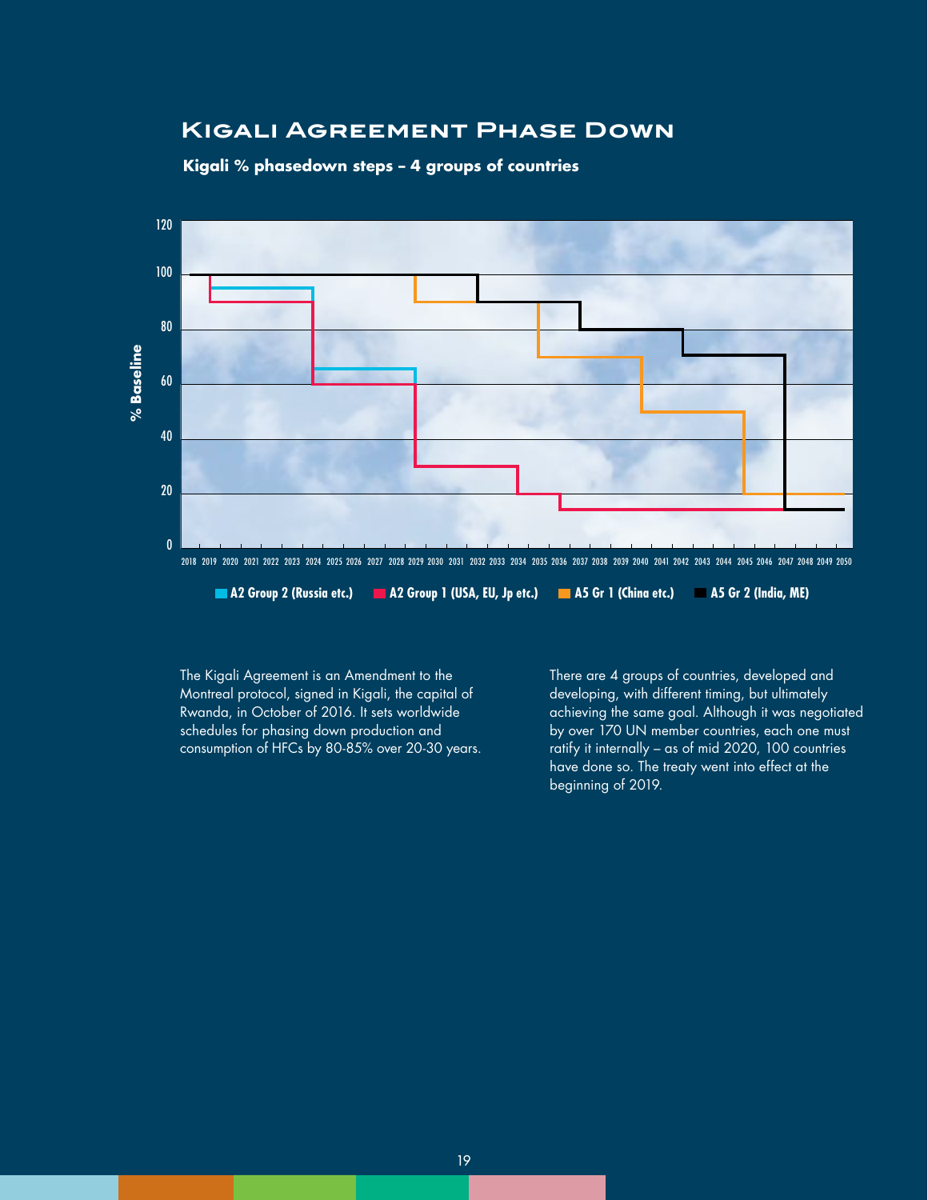## Kigali Agreement Phase Down

**Kigali % phasedown steps – 4 groups of countries**

■ A2 Group 2 (Russia etc.) ■ A2 Group 1 (USA, EU, Jp etc.) ■ A5 Gr 1 (China etc.) ■ A5 Gr 2 (India, ME)

The Kigali Agreement is an Amendment to the Montreal protocol, signed in Kigali, the capital of Rwanda, in October of 2016. It sets worldwide schedules for phasing down production and consumption of HFCs by 80-85% over 20-30 years.

There are 4 groups of countries, developed and developing, with different timing, but ultimately achieving the same goal. Although it was negotiated by over 170 UN member countries, each one must ratify it internally – as of mid 2020, 100 countries have done so. The treaty went into effect at the beginning of 2019.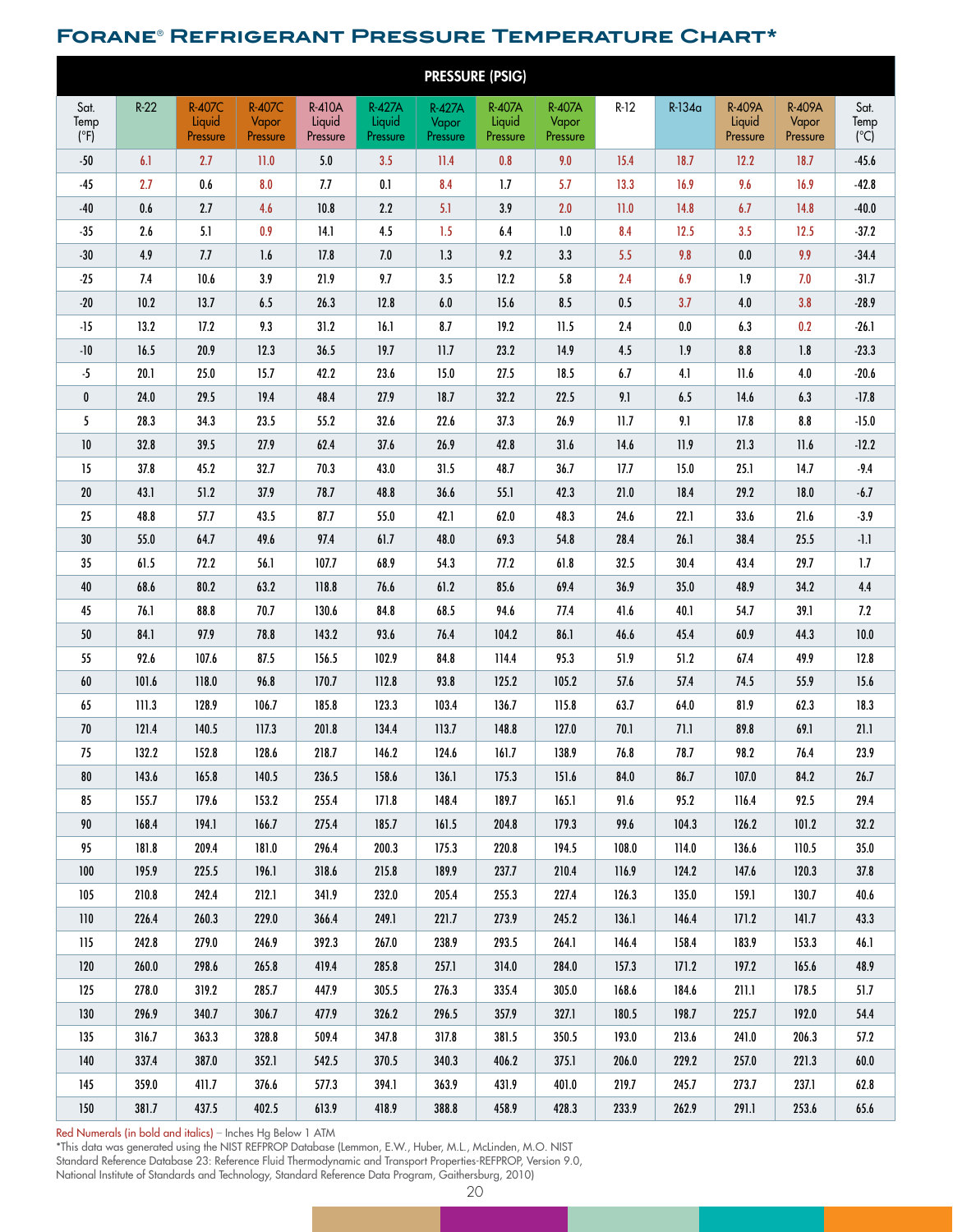# Forane® Refrigerant Pressure Temperature Chart*

| | PRESSURE (PSIG) | | | | | | | | | | | | |
|---|---|---|---|---|---|---|---|---|---|---|---|---|---|
| Sat. Temp (°F) | R-22 | R-407C Liquid Pressure | R-407C Vapor Pressure | R-410A Liquid Pressure | R-427A Liquid Pressure | R-427A Vapor Pressure | R-407A Liquid Pressure | R-407A Vapor Pressure | R-12 | R-134a | R-409A Liquid Pressure | R-409A Vapor Pressure | Sat. Temp (°C) |
| -50 | ***6.1*** | ***2.7*** | ***11.0*** | 5.0 | ***3.5*** | ***11.4*** | ***0.8*** | ***9.0*** | ***15.4*** | ***18.7*** | ***12.2*** | ***18.7*** | -45.6 |
| -45 | ***2.7*** | 0.6 | ***8.0*** | 7.7 | 0.1 | ***8.4*** | 1.7 | ***5.7*** | ***13.3*** | ***16.9*** | ***9.6*** | ***16.9*** | -42.8 |
| -40 | 0.6 | 2.7 | ***4.6*** | 10.8 | 2.2 | ***5.1*** | 3.9 | ***2.0*** | ***11.0*** | ***14.8*** | ***6.7*** | ***14.8*** | -40.0 |
| -35 | 2.6 | 5.1 | ***0.9*** | 14.1 | 4.5 | ***1.5*** | 6.4 | 1.0 | ***8.4*** | ***12.5*** | ***3.5*** | ***12.5*** | -37.2 |
| -30 | 4.9 | 7.7 | 1.6 | 17.8 | 7.0 | 1.3 | 9.2 | 3.3 | ***5.5*** | ***9.8*** | 0.0 | ***9.9*** | -34.4 |
| -25 | 7.4 | 10.6 | 3.9 | 21.9 | 9.7 | 3.5 | 12.2 | 5.8 | ***2.4*** | ***6.9*** | 1.9 | ***7.0*** | -31.7 |
| -20 | 10.2 | 13.7 | 6.5 | 26.3 | 12.8 | 6.0 | 15.6 | 8.5 | 0.5 | ***3.7*** | 4.0 | ***3.8*** | -28.9 |
| -15 | 13.2 | 17.2 | 9.3 | 31.2 | 16.1 | 8.7 | 19.2 | 11.5 | 2.4 | 0.0 | 6.3 | ***0.2*** | -26.1 |
| -10 | 16.5 | 20.9 | 12.3 | 36.5 | 19.7 | 11.7 | 23.2 | 14.9 | 4.5 | 1.9 | 8.8 | 1.8 | -23.3 |
| -5 | 20.1 | 25.0 | 15.7 | 42.2 | 23.6 | 15.0 | 27.5 | 18.5 | 6.7 | 4.1 | 11.6 | 4.0 | -20.6 |
| 0 | 24.0 | 29.5 | 19.4 | 48.4 | 27.9 | 18.7 | 32.2 | 22.5 | 9.1 | 6.5 | 14.6 | 6.3 | -17.8 |
| 5 | 28.3 | 34.3 | 23.5 | 55.2 | 32.6 | 22.6 | 37.3 | 26.9 | 11.7 | 9.1 | 17.8 | 8.8 | -15.0 |
| 10 | 32.8 | 39.5 | 27.9 | 62.4 | 37.6 | 26.9 | 42.8 | 31.6 | 14.6 | 11.9 | 21.3 | 11.6 | -12.2 |
| 15 | 37.8 | 45.2 | 32.7 | 70.3 | 43.0 | 31.5 | 48.7 | 36.7 | 17.7 | 15.0 | 25.1 | 14.7 | -9.4 |
| 20 | 43.1 | 51.2 | 37.9 | 78.7 | 48.8 | 36.6 | 55.1 | 42.3 | 21.0 | 18.4 | 29.2 | 18.0 | -6.7 |
| 25 | 48.8 | 57.7 | 43.5 | 87.7 | 55.0 | 42.1 | 62.0 | 48.3 | 24.6 | 22.1 | 33.6 | 21.6 | -3.9 |
| 30 | 55.0 | 64.7 | 49.6 | 97.4 | 61.7 | 48.0 | 69.3 | 54.8 | 28.4 | 26.1 | 38.4 | 25.5 | -1.1 |
| 35 | 61.5 | 72.2 | 56.1 | 107.7 | 68.9 | 54.3 | 77.2 | 61.8 | 32.5 | 30.4 | 43.4 | 29.7 | 1.7 |
| 40 | 68.6 | 80.2 | 63.2 | 118.8 | 76.6 | 61.2 | 85.6 | 69.4 | 36.9 | 35.0 | 48.9 | 34.2 | 4.4 |
| 45 | 76.1 | 88.8 | 70.7 | 130.6 | 84.8 | 68.5 | 94.6 | 77.4 | 41.6 | 40.1 | 54.7 | 39.1 | 7.2 |
| 50 | 84.1 | 97.9 | 78.8 | 143.2 | 93.6 | 76.4 | 104.2 | 86.1 | 46.6 | 45.4 | 60.9 | 44.3 | 10.0 |
| 55 | 92.6 | 107.6 | 87.5 | 156.5 | 102.9 | 84.8 | 114.4 | 95.3 | 51.9 | 51.2 | 67.4 | 49.9 | 12.8 |
| 60 | 101.6 | 118.0 | 96.8 | 170.7 | 112.8 | 93.8 | 125.2 | 105.2 | 57.6 | 57.4 | 74.5 | 55.9 | 15.6 |
| 65 | 111.3 | 128.9 | 106.7 | 185.8 | 123.3 | 103.4 | 136.7 | 115.8 | 63.7 | 64.0 | 81.9 | 62.3 | 18.3 |
| 70 | 121.4 | 140.5 | 117.3 | 201.8 | 134.4 | 113.7 | 148.8 | 127.0 | 70.1 | 71.1 | 89.8 | 69.1 | 21.1 |
| 75 | 132.2 | 152.8 | 128.6 | 218.7 | 146.2 | 124.6 | 161.7 | 138.9 | 76.8 | 78.7 | 98.2 | 76.4 | 23.9 |
| 80 | 143.6 | 165.8 | 140.5 | 236.5 | 158.6 | 136.1 | 175.3 | 151.6 | 84.0 | 86.7 | 107.0 | 84.2 | 26.7 |
| 85 | 155.7 | 179.6 | 153.2 | 255.4 | 171.8 | 148.4 | 189.7 | 165.1 | 91.6 | 95.2 | 116.4 | 92.5 | 29.4 |
| 90 | 168.4 | 194.1 | 166.7 | 275.4 | 185.7 | 161.5 | 204.8 | 179.3 | 99.6 | 104.3 | 126.2 | 101.2 | 32.2 |
| 95 | 181.8 | 209.4 | 181.0 | 296.4 | 200.3 | 175.3 | 220.8 | 194.5 | 108.0 | 114.0 | 136.6 | 110.5 | 35.0 |
| 100 | 195.9 | 225.5 | 196.1 | 318.6 | 215.8 | 189.9 | 237.7 | 210.4 | 116.9 | 124.2 | 147.6 | 120.3 | 37.8 |
| 105 | 210.8 | 242.4 | 212.1 | 341.9 | 232.0 | 205.4 | 255.3 | 227.4 | 126.3 | 135.0 | 159.1 | 130.7 | 40.6 |
| 110 | 226.4 | 260.3 | 229.0 | 366.4 | 249.1 | 221.7 | 273.9 | 245.2 | 136.1 | 146.4 | 171.2 | 141.7 | 43.3 |
| 115 | 242.8 | 279.0 | 246.9 | 392.3 | 267.0 | 238.9 | 293.5 | 264.1 | 146.4 | 158.4 | 183.9 | 153.3 | 46.1 |
| 120 | 260.0 | 298.6 | 265.8 | 419.4 | 285.8 | 257.1 | 314.0 | 284.0 | 157.3 | 171.2 | 197.2 | 165.6 | 48.9 |
| 125 | 278.0 | 319.2 | 285.7 | 447.9 | 305.5 | 276.3 | 335.4 | 305.0 | 168.6 | 184.6 | 211.1 | 178.5 | 51.7 |
| 130 | 296.9 | 340.7 | 306.7 | 477.9 | 326.2 | 296.5 | 357.9 | 327.1 | 180.5 | 198.7 | 225.7 | 192.0 | 54.4 |
| 135 | 316.7 | 363.3 | 328.8 | 509.4 | 347.8 | 317.8 | 381.5 | 350.5 | 193.0 | 213.6 | 241.0 | 206.3 | 57.2 |
| 140 | 337.4 | 387.0 | 352.1 | 542.5 | 370.5 | 340.3 | 406.2 | 375.1 | 206.0 | 229.2 | 257.0 | 221.3 | 60.0 |
| 145 | 359.0 | 411.7 | 376.6 | 577.3 | 394.1 | 363.9 | 431.9 | 401.0 | 219.7 | 245.7 | 273.7 | 237.1 | 62.8 |
| 150 | 381.7 | 437.5 | 402.5 | 613.9 | 418.9 | 388.8 | 458.9 | 428.3 | 233.9 | 262.9 | 291.1 | 253.6 | 65.6 |

Red Numerals (in bold and italics) – Inches Hg Below 1 ATM

*This data was generated using the NIST REFPROP Database (Lemmon, E.W., Huber, M.L., McLinden, M.O. NIST Standard Reference Database 23: Reference Fluid Thermodynamic and Transport Properties-REFPROP, Version 9.0, National Institute of Standards and Technology, Standard Reference Data Program, Gaithersburg, 2010)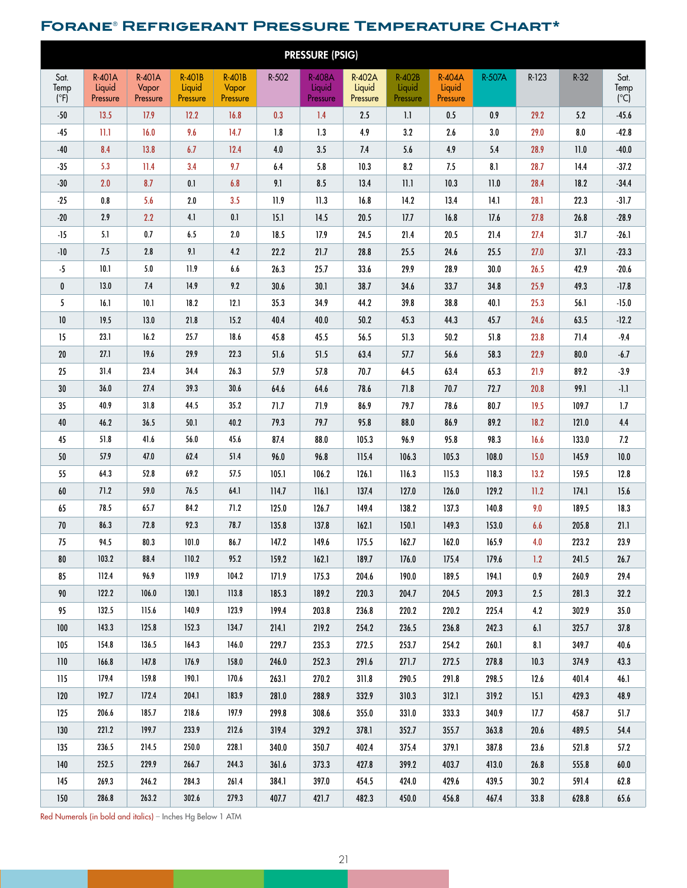# FORANE® REFRIGERANT PRESSURE TEMPERATURE CHART*

| | PRESSURE (PSIG) | | | | | | | | | | | | |
|---|---|---|---|---|---|---|---|---|---|---|---|---|---|
| Sat. Temp (°F) | R-401A Liquid Pressure | R-401A Vapor Pressure | R-401B Liquid Pressure | R-401B Vapor Pressure | R-502 | R-408A Liquid Pressure | R-402A Liquid Pressure | R-402B Liquid Pressure | R-404A Liquid Pressure | R-507A | R-123 | R-32 | Sat. Temp (°C) |
| -50 | ***13.5*** | ***17.9*** | ***12.2*** | ***16.8*** | ***0.3*** | ***1.4*** | 2.5 | 1.1 | 0.5 | 0.9 | ***29.2*** | 5.2 | -45.6 |
| -45 | ***11.1*** | ***16.0*** | ***9.6*** | ***14.7*** | 1.8 | 1.3 | 4.9 | 3.2 | 2.6 | 3.0 | ***29.0*** | 8.0 | -42.8 |
| -40 | ***8.4*** | ***13.8*** | ***6.7*** | ***12.4*** | 4.0 | 3.5 | 7.4 | 5.6 | 4.9 | 5.4 | ***28.9*** | 11.0 | -40.0 |
| -35 | ***5.3*** | ***11.4*** | ***3.4*** | ***9.7*** | 6.4 | 5.8 | 10.3 | 8.2 | 7.5 | 8.1 | ***28.7*** | 14.4 | -37.2 |
| -30 | ***2.0*** | ***8.7*** | 0.1 | ***6.8*** | 9.1 | 8.5 | 13.4 | 11.1 | 10.3 | 11.0 | ***28.4*** | 18.2 | -34.4 |
| -25 | 0.8 | ***5.6*** | 2.0 | ***3.5*** | 11.9 | 11.3 | 16.8 | 14.2 | 13.4 | 14.1 | ***28.1*** | 22.3 | -31.7 |
| -20 | 2.9 | ***2.2*** | 4.1 | 0.1 | 15.1 | 14.5 | 20.5 | 17.7 | 16.8 | 17.6 | ***27.8*** | 26.8 | -28.9 |
| -15 | 5.1 | 0.7 | 6.5 | 2.0 | 18.5 | 17.9 | 24.5 | 21.4 | 20.5 | 21.4 | ***27.4*** | 31.7 | -26.1 |
| -10 | 7.5 | 2.8 | 9.1 | 4.2 | 22.2 | 21.7 | 28.8 | 25.5 | 24.6 | 25.5 | ***27.0*** | 37.1 | -23.3 |
| -5 | 10.1 | 5.0 | 11.9 | 6.6 | 26.3 | 25.7 | 33.6 | 29.9 | 28.9 | 30.0 | ***26.5*** | 42.9 | -20.6 |
| 0 | 13.0 | 7.4 | 14.9 | 9.2 | 30.6 | 30.1 | 38.7 | 34.6 | 33.7 | 34.8 | ***25.9*** | 49.3 | -17.8 |
| 5 | 16.1 | 10.1 | 18.2 | 12.1 | 35.3 | 34.9 | 44.2 | 39.8 | 38.8 | 40.1 | ***25.3*** | 56.1 | -15.0 |
| 10 | 19.5 | 13.0 | 21.8 | 15.2 | 40.4 | 40.0 | 50.2 | 45.3 | 44.3 | 45.7 | ***24.6*** | 63.5 | -12.2 |
| 15 | 23.1 | 16.2 | 25.7 | 18.6 | 45.8 | 45.5 | 56.5 | 51.3 | 50.2 | 51.8 | ***23.8*** | 71.4 | -9.4 |
| 20 | 27.1 | 19.6 | 29.9 | 22.3 | 51.6 | 51.5 | 63.4 | 57.7 | 56.6 | 58.3 | ***22.9*** | 80.0 | -6.7 |
| 25 | 31.4 | 23.4 | 34.4 | 26.3 | 57.9 | 57.8 | 70.7 | 64.5 | 63.4 | 65.3 | ***21.9*** | 89.2 | -3.9 |
| 30 | 36.0 | 27.4 | 39.3 | 30.6 | 64.6 | 64.6 | 78.6 | 71.8 | 70.7 | 72.7 | ***20.8*** | 99.1 | -1.1 |
| 35 | 40.9 | 31.8 | 44.5 | 35.2 | 71.7 | 71.9 | 86.9 | 79.7 | 78.6 | 80.7 | ***19.5*** | 109.7 | 1.7 |
| 40 | 46.2 | 36.5 | 50.1 | 40.2 | 79.3 | 79.7 | 95.8 | 88.0 | 86.9 | 89.2 | ***18.2*** | 121.0 | 4.4 |
| 45 | 51.8 | 41.6 | 56.0 | 45.6 | 87.4 | 88.0 | 105.3 | 96.9 | 95.8 | 98.3 | ***16.6*** | 133.0 | 7.2 |
| 50 | 57.9 | 47.0 | 62.4 | 51.4 | 96.0 | 96.8 | 115.4 | 106.3 | 105.3 | 108.0 | ***15.0*** | 145.9 | 10.0 |
| 55 | 64.3 | 52.8 | 69.2 | 57.5 | 105.1 | 106.2 | 126.1 | 116.3 | 115.3 | 118.3 | ***13.2*** | 159.5 | 12.8 |
| 60 | 71.2 | 59.0 | 76.5 | 64.1 | 114.7 | 116.1 | 137.4 | 127.0 | 126.0 | 129.2 | ***11.2*** | 174.1 | 15.6 |
| 65 | 78.5 | 65.7 | 84.2 | 71.2 | 125.0 | 126.7 | 149.4 | 138.2 | 137.3 | 140.8 | ***9.0*** | 189.5 | 18.3 |
| 70 | 86.3 | 72.8 | 92.3 | 78.7 | 135.8 | 137.8 | 162.1 | 150.1 | 149.3 | 153.0 | ***6.6*** | 205.8 | 21.1 |
| 75 | 94.5 | 80.3 | 101.0 | 86.7 | 147.2 | 149.6 | 175.5 | 162.7 | 162.0 | 165.9 | ***4.0*** | 223.2 | 23.9 |
| 80 | 103.2 | 88.4 | 110.2 | 95.2 | 159.2 | 162.1 | 189.7 | 176.0 | 175.4 | 179.6 | ***1.2*** | 241.5 | 26.7 |
| 85 | 112.4 | 96.9 | 119.9 | 104.2 | 171.9 | 175.3 | 204.6 | 190.0 | 189.5 | 194.1 | 0.9 | 260.9 | 29.4 |
| 90 | 122.2 | 106.0 | 130.1 | 113.8 | 185.3 | 189.2 | 220.3 | 204.7 | 204.5 | 209.3 | 2.5 | 281.3 | 32.2 |
| 95 | 132.5 | 115.6 | 140.9 | 123.9 | 199.4 | 203.8 | 236.8 | 220.2 | 220.2 | 225.4 | 4.2 | 302.9 | 35.0 |
| 100 | 143.3 | 125.8 | 152.3 | 134.7 | 214.1 | 219.2 | 254.2 | 236.5 | 236.8 | 242.3 | 6.1 | 325.7 | 37.8 |
| 105 | 154.8 | 136.5 | 164.3 | 146.0 | 229.7 | 235.3 | 272.5 | 253.7 | 254.2 | 260.1 | 8.1 | 349.7 | 40.6 |
| 110 | 166.8 | 147.8 | 176.9 | 158.0 | 246.0 | 252.3 | 291.6 | 271.7 | 272.5 | 278.8 | 10.3 | 374.9 | 43.3 |
| 115 | 179.4 | 159.8 | 190.1 | 170.6 | 263.1 | 270.2 | 311.8 | 290.5 | 291.8 | 298.5 | 12.6 | 401.4 | 46.1 |
| 120 | 192.7 | 172.4 | 204.1 | 183.9 | 281.0 | 288.9 | 332.9 | 310.3 | 312.1 | 319.2 | 15.1 | 429.3 | 48.9 |
| 125 | 206.6 | 185.7 | 218.6 | 197.9 | 299.8 | 308.6 | 355.0 | 331.0 | 333.3 | 340.9 | 17.7 | 458.7 | 51.7 |
| 130 | 221.2 | 199.7 | 233.9 | 212.6 | 319.4 | 329.2 | 378.1 | 352.7 | 355.7 | 363.8 | 20.6 | 489.5 | 54.4 |
| 135 | 236.5 | 214.5 | 250.0 | 228.1 | 340.0 | 350.7 | 402.4 | 375.4 | 379.1 | 387.8 | 23.6 | 521.8 | 57.2 |
| 140 | 252.5 | 229.9 | 266.7 | 244.3 | 361.6 | 373.3 | 427.8 | 399.2 | 403.7 | 413.0 | 26.8 | 555.8 | 60.0 |
| 145 | 269.3 | 246.2 | 284.3 | 261.4 | 384.1 | 397.0 | 454.5 | 424.0 | 429.6 | 439.5 | 30.2 | 591.4 | 62.8 |
| 150 | 286.8 | 263.2 | 302.6 | 279.3 | 407.7 | 421.7 | 482.3 | 450.0 | 456.8 | 467.4 | 33.8 | 628.8 | 65.6 |

Red Numerals (in bold and italics) – Inches Hg Below 1 ATM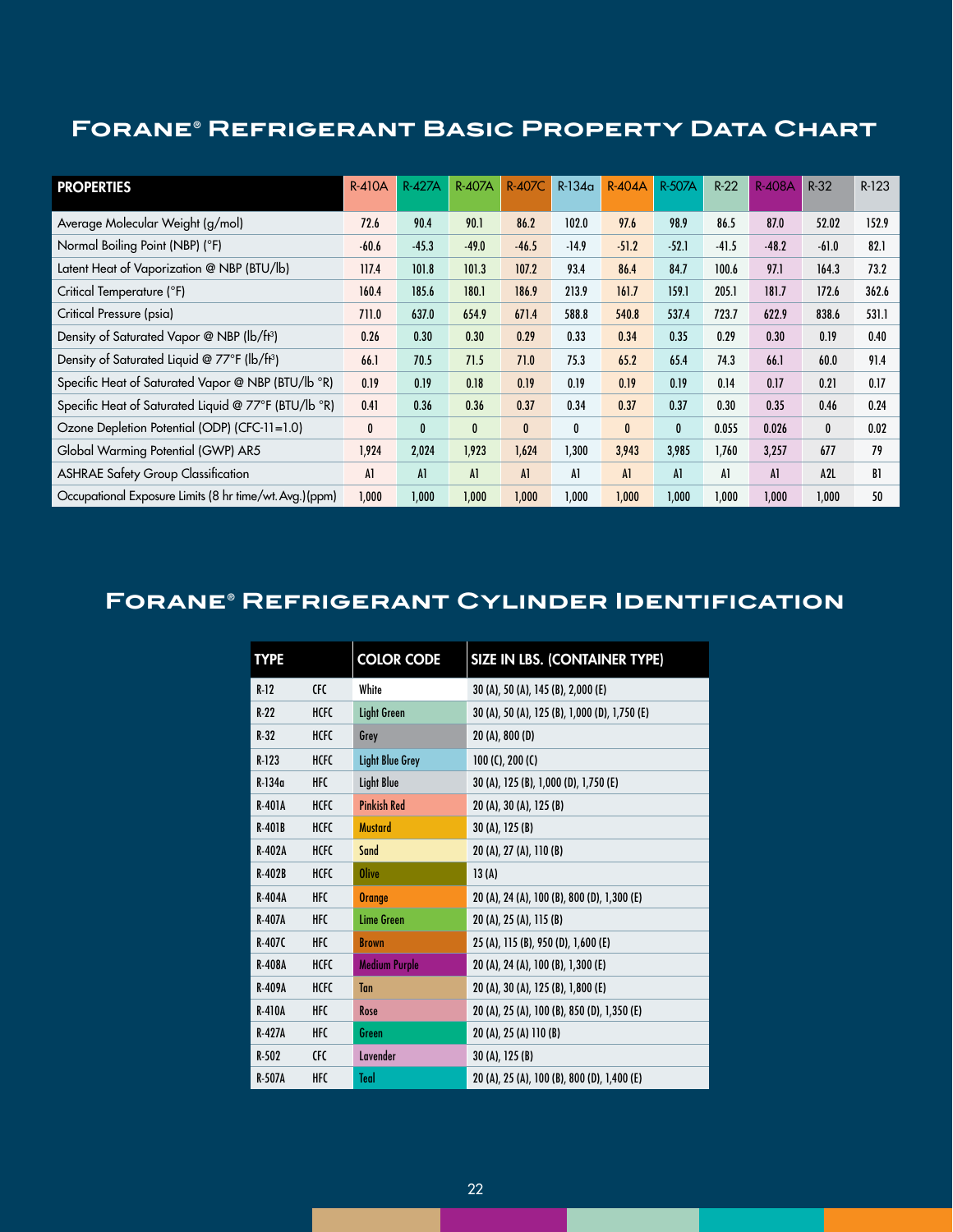# Forane® Refrigerant Basic Property Data Chart

| PROPERTIES | R-410A | R-427A | R-407A | R-407C | R-134a | R-404A | R-507A | R-22 | R-408A | R-32 | R-123 |
|---|---|---|---|---|---|---|---|---|---|---|---|
| Average Molecular Weight (g/mol) | 72.6 | 90.4 | 90.1 | 86.2 | 102.0 | 97.6 | 98.9 | 86.5 | 87.0 | 52.02 | 152.9 |
| Normal Boiling Point (NBP) (°F) | -60.6 | -45.3 | -49.0 | -46.5 | -14.9 | -51.2 | -52.1 | -41.5 | -48.2 | -61.0 | 82.1 |
| Latent Heat of Vaporization @ NBP (BTU/lb) | 117.4 | 101.8 | 101.3 | 107.2 | 93.4 | 86.4 | 84.7 | 100.6 | 97.1 | 164.3 | 73.2 |
| Critical Temperature (°F) | 160.4 | 185.6 | 180.1 | 186.9 | 213.9 | 161.7 | 159.1 | 205.1 | 181.7 | 172.6 | 362.6 |
| Critical Pressure (psia) | 711.0 | 637.0 | 654.9 | 671.4 | 588.8 | 540.8 | 537.4 | 723.7 | 622.9 | 838.6 | 531.1 |
| Density of Saturated Vapor @ NBP (lb/ft³) | 0.26 | 0.30 | 0.30 | 0.29 | 0.33 | 0.34 | 0.35 | 0.29 | 0.30 | 0.19 | 0.40 |
| Density of Saturated Liquid @ 77°F (lb/ft³) | 66.1 | 70.5 | 71.5 | 71.0 | 75.3 | 65.2 | 65.4 | 74.3 | 66.1 | 60.0 | 91.4 |
| Specific Heat of Saturated Vapor @ NBP (BTU/lb °R) | 0.19 | 0.19 | 0.18 | 0.19 | 0.19 | 0.19 | 0.19 | 0.14 | 0.17 | 0.21 | 0.17 |
| Specific Heat of Saturated Liquid @ 77°F (BTU/lb °R) | 0.41 | 0.36 | 0.36 | 0.37 | 0.34 | 0.37 | 0.37 | 0.30 | 0.35 | 0.46 | 0.24 |
| Ozone Depletion Potential (ODP) (CFC-11=1.0) | 0 | 0 | 0 | 0 | 0 | 0 | 0 | 0.055 | 0.026 | 0 | 0.02 |
| Global Warming Potential (GWP) AR5 | 1,924 | 2,024 | 1,923 | 1,624 | 1,300 | 3,943 | 3,985 | 1,760 | 3,257 | 677 | 79 |
| ASHRAE Safety Group Classification | A1 | A1 | A1 | A1 | A1 | A1 | A1 | A1 | A1 | A2L | B1 |
| Occupational Exposure Limits (8 hr time/wt. Avg.) (ppm) | 1,000 | 1,000 | 1,000 | 1,000 | 1,000 | 1,000 | 1,000 | 1,000 | 1,000 | 1,000 | 50 |

# Forane® Refrigerant Cylinder Identification

| TYPE | | COLOR CODE | SIZE IN LBS. (CONTAINER TYPE) |
|---|---|---|---|
| R-12 | CFC | White | 30 (A), 50 (A), 145 (B), 2,000 (E) |
| R-22 | HCFC | Light Green | 30 (A), 50 (A), 125 (B), 1,000 (D), 1,750 (E) |
| R-32 | HCFC | Grey | 20 (A), 800 (D) |
| R-123 | HCFC | Light Blue Grey | 100 (C), 200 (C) |
| R-134a | HFC | Light Blue | 30 (A), 125 (B), 1,000 (D), 1,750 (E) |
| R-401A | HCFC | Pinkish Red | 20 (A), 30 (A), 125 (B) |
| R-401B | HCFC | Mustard | 30 (A), 125 (B) |
| R-402A | HCFC | Sand | 20 (A), 27 (A), 110 (B) |
| R-402B | HCFC | Olive | 13 (A) |
| R-404A | HFC | Orange | 20 (A), 24 (A), 100 (B), 800 (D), 1,300 (E) |
| R-407A | HFC | Lime Green | 20 (A), 25 (A), 115 (B) |
| R-407C | HFC | Brown | 25 (A), 115 (B), 950 (D), 1,600 (E) |
| R-408A | HCFC | Medium Purple | 20 (A), 24 (A), 100 (B), 1,300 (E) |
| R-409A | HCFC | Tan | 20 (A), 30 (A), 125 (B), 1,800 (E) |
| R-410A | HFC | Rose | 20 (A), 25 (A), 100 (B), 850 (D), 1,350 (E) |
| R-427A | HFC | Green | 20 (A), 25 (A) 110 (B) |
| R-502 | CFC | Lavender | 30 (A), 125 (B) |
| R-507A | HFC | Teal | 20 (A), 25 (A), 100 (B), 800 (D), 1,400 (E) |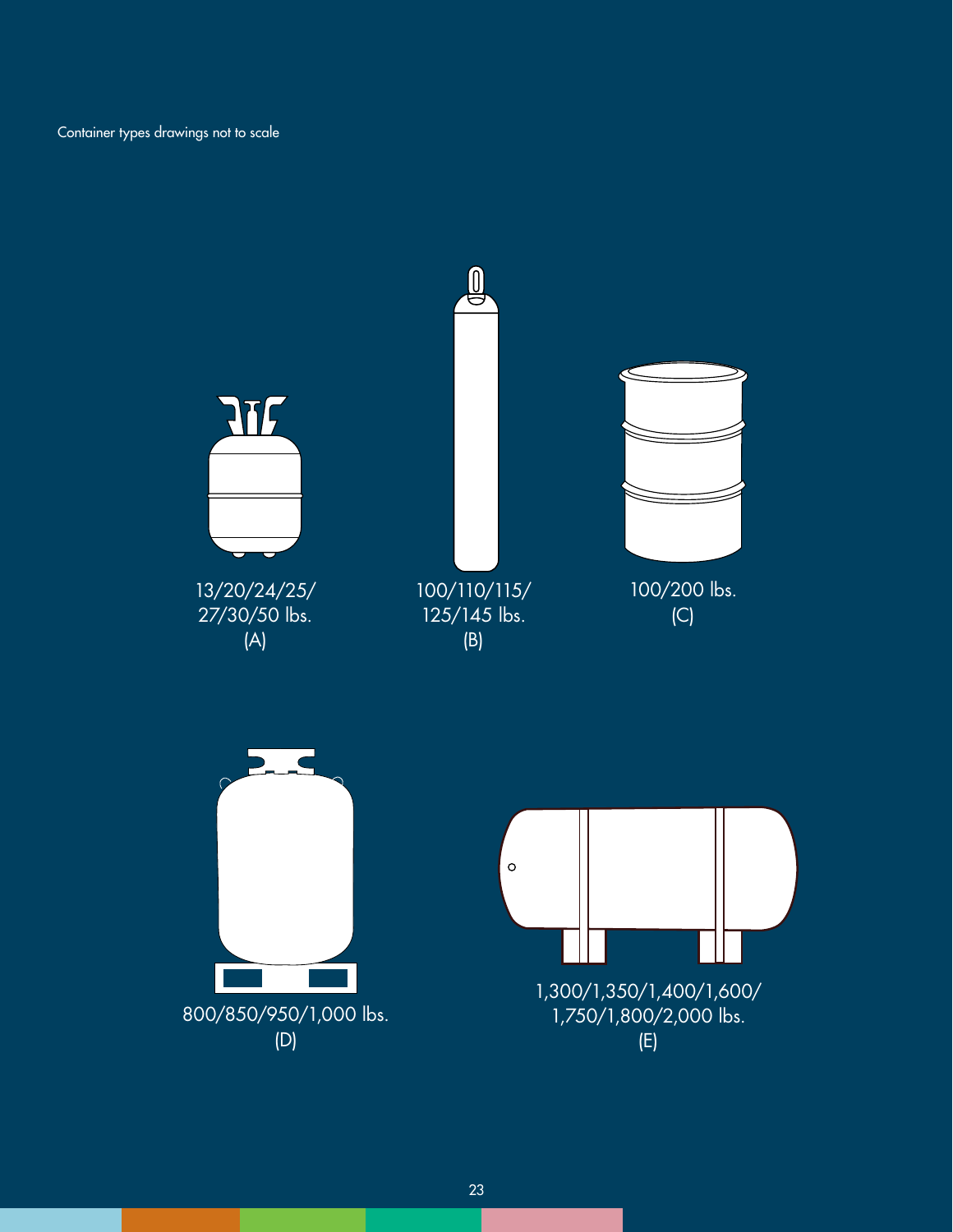Container types drawings not to scale

13/20/24/25/
27/30/50 lbs.
(A)

100/110/115/
125/145 lbs.
(B)

100/200 lbs.
(C)

800/850/950/1,000 lbs.
(D)

1,300/1,350/1,400/1,600/
1,750/1,800/2,000 lbs.
(E)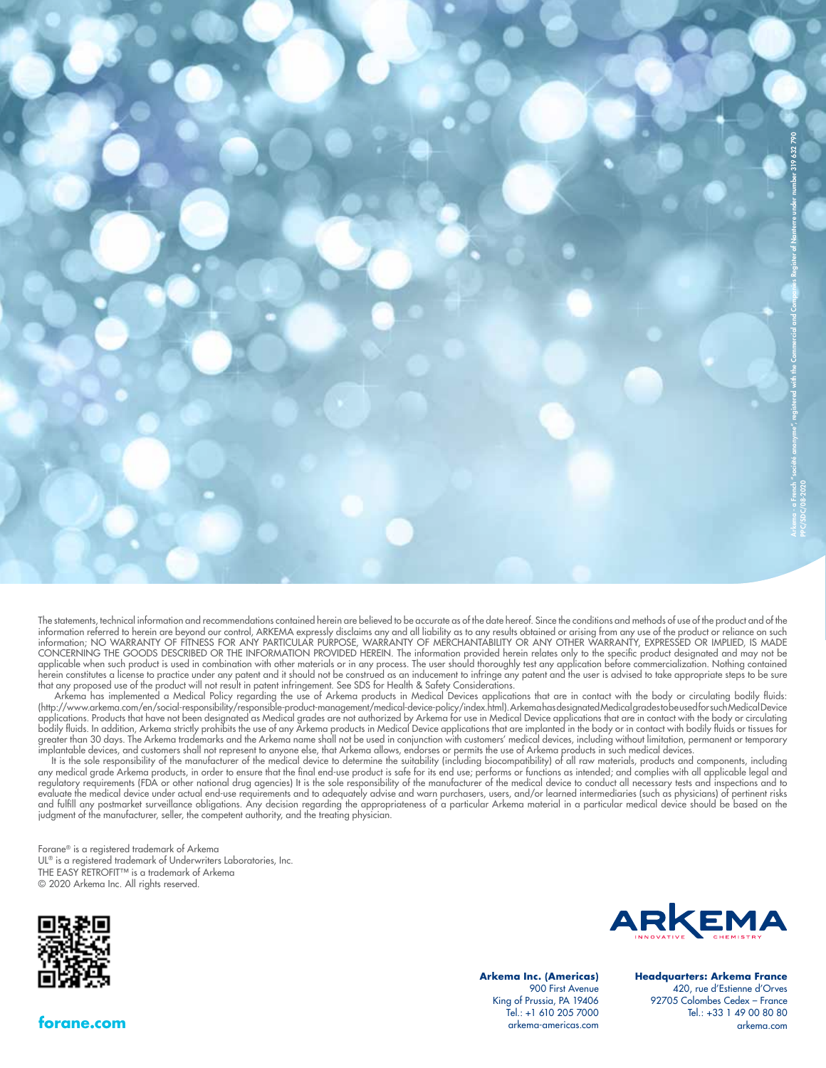Arkema - a French "société anonyme", registered with the Commercial and Companies Register of Nanterre under number 319 632 790
PPC/SDC/08-2020

The statements, technical information and recommendations contained herein are believed to be accurate as of the date hereof. Since the conditions and methods of use of the product and of the information referred to herein are beyond our control, ARKEMA expressly disclaims any and all liability as to any results obtained or arising from any use of the product or reliance on such information; NO WARRANTY OF FITNESS FOR ANY PARTICULAR PURPOSE, WARRANTY OF MERCHANTABILITY OR ANY OTHER WARRANTY, EXPRESSED OR IMPLIED, IS MADE CONCERNING THE GOODS DESCRIBED OR THE INFORMATION PROVIDED HEREIN. The information provided herein relates only to the specific product designated and may not be applicable when such product is used in combination with other materials or in any process. The user should thoroughly test any application before commercialization. Nothing contained herein constitutes a license to practice under any patent and it should not be construed as an inducement to infringe any patent and the user is advised to take appropriate steps to be sure that any proposed use of the product will not result in patent infringement. See SDS for Health & Safety Considerations.

Arkema has implemented a Medical Policy regarding the use of Arkema products in Medical Devices applications that are in contact with the body or circulating bodily fluids: (http://www.arkema.com/en/social-responsibility/responsible-product-management/medical-device-policy/index.html). Arkema has designated Medical grades to be used for such Medical Device applications. Products that have not been designated as Medical grades are not authorized by Arkema for use in Medical Device applications that are in contact with the body or circulating bodily fluids. In addition, Arkema strictly prohibits the use of any Arkema products in Medical Device applications that are implanted in the body or in contact with bodily fluids or tissues for greater than 30 days. The Arkema trademarks and the Arkema name shall not be used in conjunction with customers' medical devices, including without limitation, permanent or temporary implantable devices, and customers shall not represent to anyone else, that Arkema allows, endorses or permits the use of Arkema products in such medical devices.

It is the sole responsibility of the manufacturer of the medical device to determine the suitability (including biocompatibility) of all raw materials, products and components, including any medical grade Arkema products, in order to ensure that the final end-use product is safe for its end use; performs or functions as intended; and complies with all applicable legal and regulatory requirements (FDA or other national drug agencies) It is the sole responsibility of the manufacturer of the medical device to conduct all necessary tests and inspections and to evaluate the medical device under actual end-use requirements and to adequately advise and warn purchasers, users, and/or learned intermediaries (such as physicians) of pertinent risks and fulfill any postmarket surveillance obligations. Any decision regarding the appropriateness of a particular Arkema material in a particular medical device should be based on the judgment of the manufacturer, seller, the competent authority, and the treating physician.

Forane® is a registered trademark of Arkema
UL® is a registered trademark of Underwriters Laboratories, Inc.
THE EASY RETROFIT™ is a trademark of Arkema
© 2020 Arkema Inc. All rights reserved.

ARKEMA
INNOVATIVE CHEMISTRY

**Arkema Inc. (Americas)**
900 First Avenue
King of Prussia, PA 19406
Tel.: +1 610 205 7000
arkema-americas.com

**Headquarters: Arkema France**
420, rue d'Estienne d'Orves
92705 Colombes Cedex – France
Tel.: +33 1 49 00 80 80
arkema.com

**forane.com**